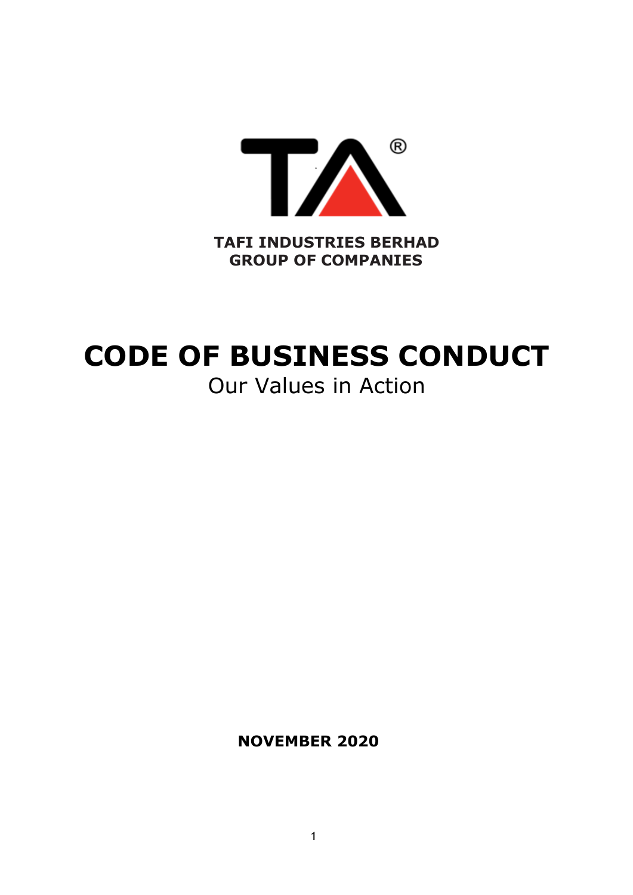**TAFI INDUSTRIES BERHAD**
**GROUP OF COMPANIES**

# CODE OF BUSINESS CONDUCT

Our Values in Action

**NOVEMBER 2020**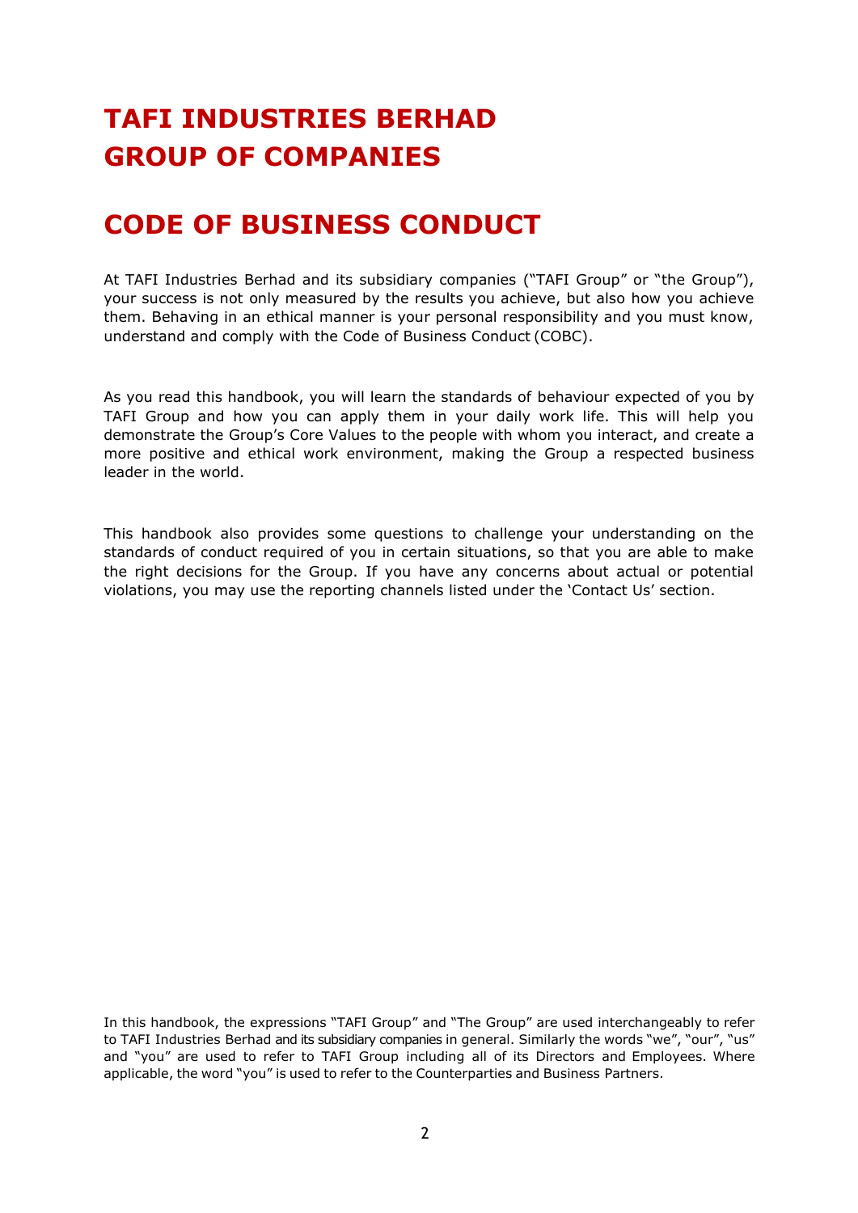# TAFI INDUSTRIES BERHAD GROUP OF COMPANIES

# CODE OF BUSINESS CONDUCT

At TAFI Industries Berhad and its subsidiary companies ("TAFI Group" or "the Group"), your success is not only measured by the results you achieve, but also how you achieve them. Behaving in an ethical manner is your personal responsibility and you must know, understand and comply with the Code of Business Conduct (COBC).

As you read this handbook, you will learn the standards of behaviour expected of you by TAFI Group and how you can apply them in your daily work life. This will help you demonstrate the Group's Core Values to the people with whom you interact, and create a more positive and ethical work environment, making the Group a respected business leader in the world.

This handbook also provides some questions to challenge your understanding on the standards of conduct required of you in certain situations, so that you are able to make the right decisions for the Group. If you have any concerns about actual or potential violations, you may use the reporting channels listed under the 'Contact Us' section.

In this handbook, the expressions "TAFI Group" and "The Group" are used interchangeably to refer to TAFI Industries Berhad and its subsidiary companies in general. Similarly the words "we", "our", "us" and "you" are used to refer to TAFI Group including all of its Directors and Employees. Where applicable, the word "you" is used to refer to the Counterparties and Business Partners.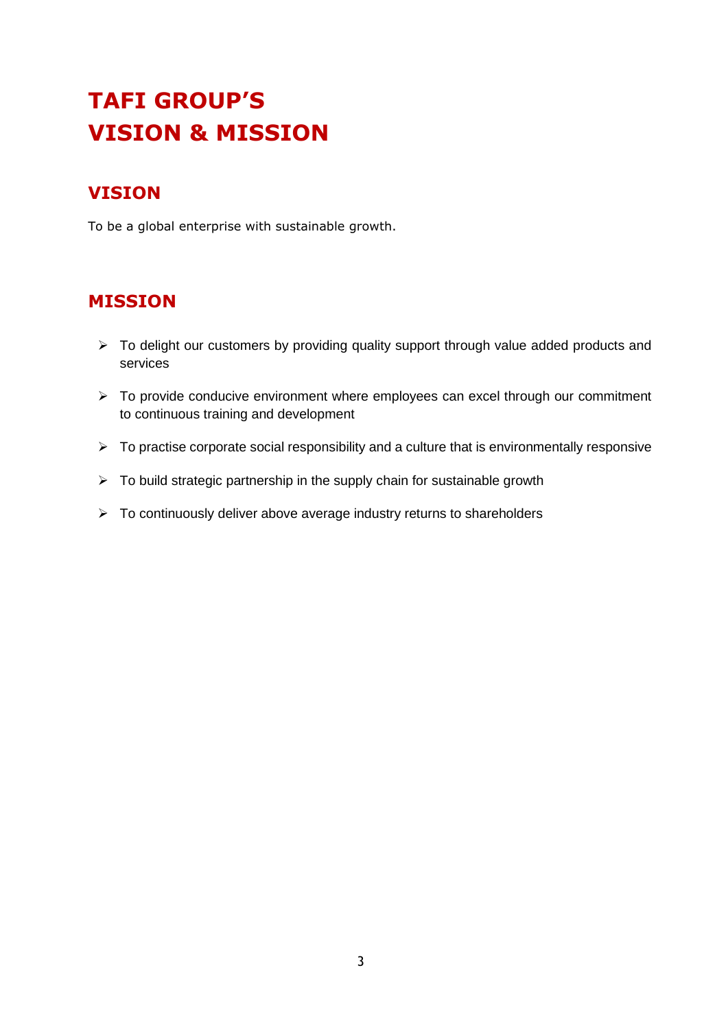# TAFI GROUP'S VISION & MISSION

## VISION

To be a global enterprise with sustainable growth.

## MISSION

- To delight our customers by providing quality support through value added products and services
- To provide conducive environment where employees can excel through our commitment to continuous training and development
- To practise corporate social responsibility and a culture that is environmentally responsive
- To build strategic partnership in the supply chain for sustainable growth
- To continuously deliver above average industry returns to shareholders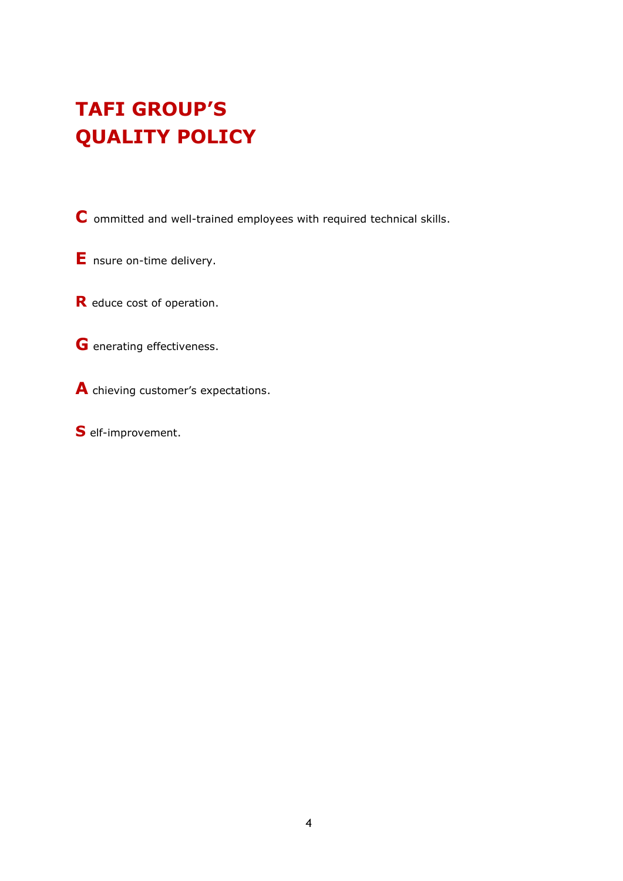# TAFI GROUP'S QUALITY POLICY

**C** ommitted and well-trained employees with required technical skills.

**E** nsure on-time delivery.

**R** educe cost of operation.

**G** enerating effectiveness.

**A** chieving customer's expectations.

**S** elf-improvement.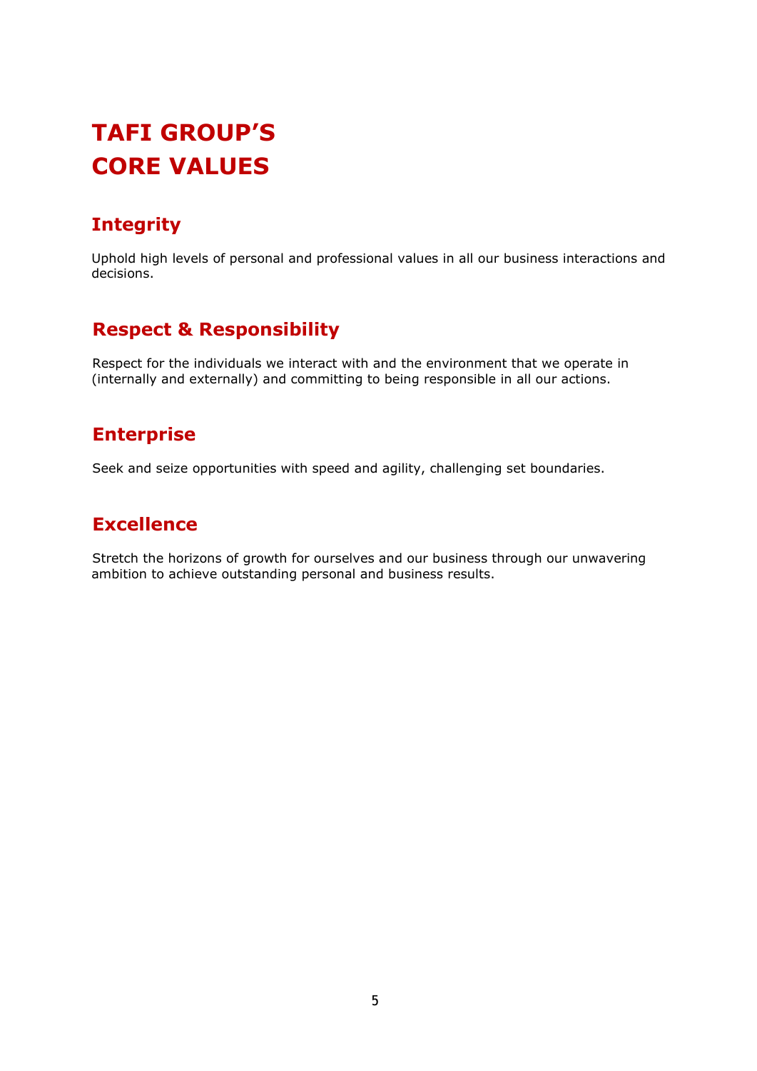# TAFI GROUP'S CORE VALUES

## Integrity

Uphold high levels of personal and professional values in all our business interactions and decisions.

## Respect & Responsibility

Respect for the individuals we interact with and the environment that we operate in (internally and externally) and committing to being responsible in all our actions.

## Enterprise

Seek and seize opportunities with speed and agility, challenging set boundaries.

## Excellence

Stretch the horizons of growth for ourselves and our business through our unwavering ambition to achieve outstanding personal and business results.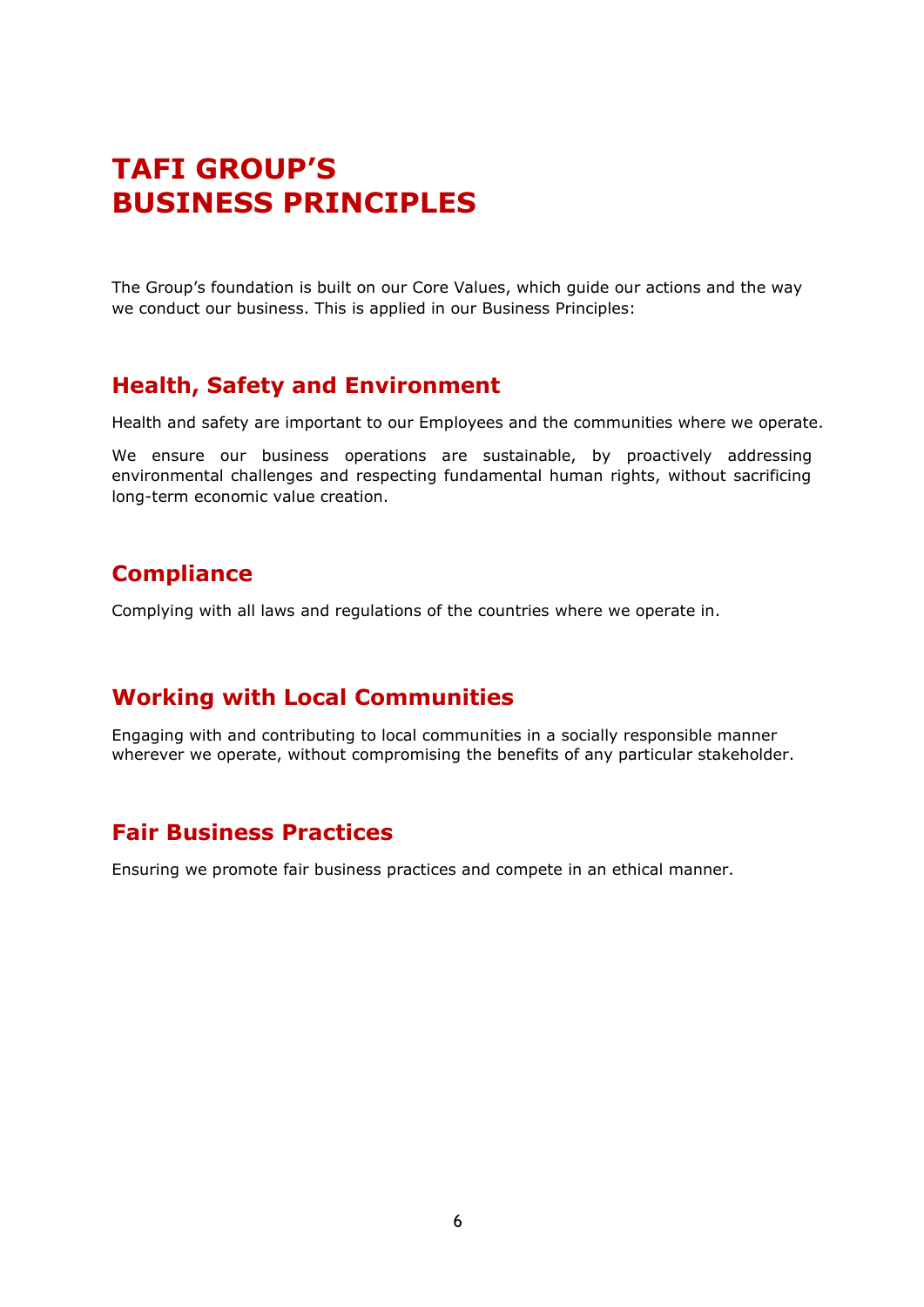# TAFI GROUP'S BUSINESS PRINCIPLES

The Group's foundation is built on our Core Values, which guide our actions and the way we conduct our business. This is applied in our Business Principles:

## Health, Safety and Environment

Health and safety are important to our Employees and the communities where we operate.

We ensure our business operations are sustainable, by proactively addressing environmental challenges and respecting fundamental human rights, without sacrificing long-term economic value creation.

## Compliance

Complying with all laws and regulations of the countries where we operate in.

## Working with Local Communities

Engaging with and contributing to local communities in a socially responsible manner wherever we operate, without compromising the benefits of any particular stakeholder.

## Fair Business Practices

Ensuring we promote fair business practices and compete in an ethical manner.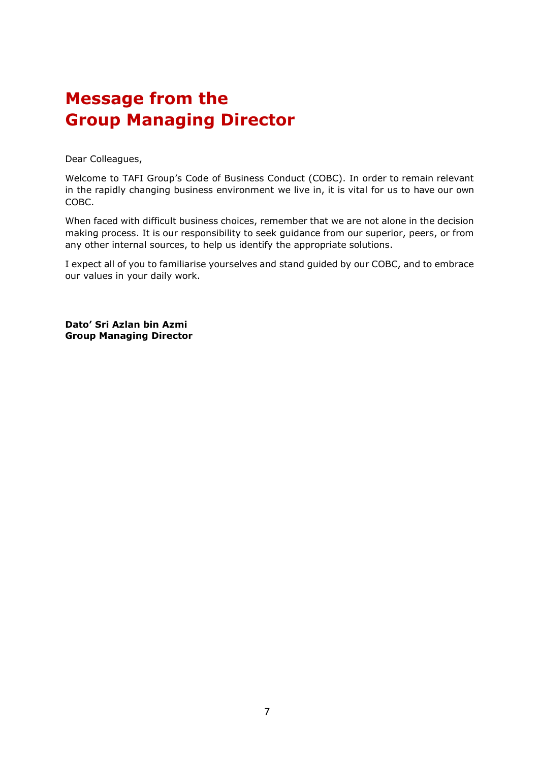# Message from the Group Managing Director

Dear Colleagues,

Welcome to TAFI Group's Code of Business Conduct (COBC). In order to remain relevant in the rapidly changing business environment we live in, it is vital for us to have our own COBC.

When faced with difficult business choices, remember that we are not alone in the decision making process. It is our responsibility to seek guidance from our superior, peers, or from any other internal sources, to help us identify the appropriate solutions.

I expect all of you to familiarise yourselves and stand guided by our COBC, and to embrace our values in your daily work.

**Dato' Sri Azlan bin Azmi**
**Group Managing Director**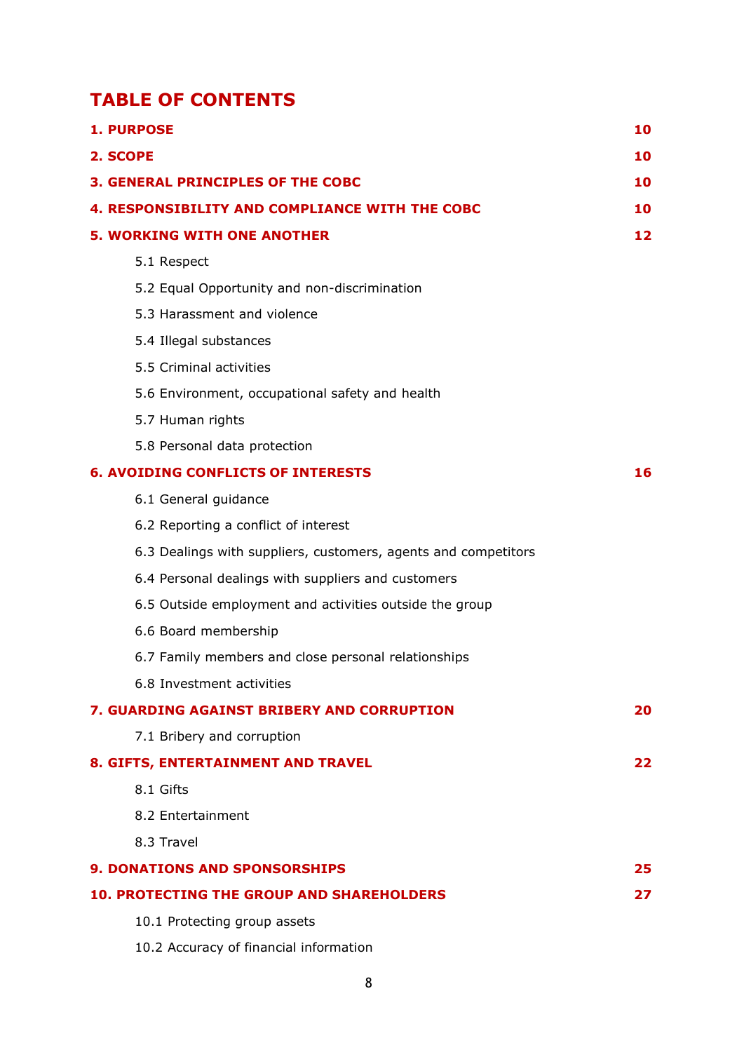# TABLE OF CONTENTS

| | |
|---|---|
| **1. PURPOSE** | **10** |
| **2. SCOPE** | **10** |
| **3. GENERAL PRINCIPLES OF THE COBC** | **10** |
| **4. RESPONSIBILITY AND COMPLIANCE WITH THE COBC** | **10** |
| **5. WORKING WITH ONE ANOTHER** | **12** |
| 5.1 Respect | |
| 5.2 Equal Opportunity and non-discrimination | |
| 5.3 Harassment and violence | |
| 5.4 Illegal substances | |
| 5.5 Criminal activities | |
| 5.6 Environment, occupational safety and health | |
| 5.7 Human rights | |
| 5.8 Personal data protection | |
| **6. AVOIDING CONFLICTS OF INTERESTS** | **16** |
| 6.1 General guidance | |
| 6.2 Reporting a conflict of interest | |
| 6.3 Dealings with suppliers, customers, agents and competitors | |
| 6.4 Personal dealings with suppliers and customers | |
| 6.5 Outside employment and activities outside the group | |
| 6.6 Board membership | |
| 6.7 Family members and close personal relationships | |
| 6.8 Investment activities | |
| **7. GUARDING AGAINST BRIBERY AND CORRUPTION** | **20** |
| 7.1 Bribery and corruption | |
| **8. GIFTS, ENTERTAINMENT AND TRAVEL** | **22** |
| 8.1 Gifts | |
| 8.2 Entertainment | |
| 8.3 Travel | |
| **9. DONATIONS AND SPONSORSHIPS** | **25** |
| **10. PROTECTING THE GROUP AND SHAREHOLDERS** | **27** |
| 10.1 Protecting group assets | |
| 10.2 Accuracy of financial information | |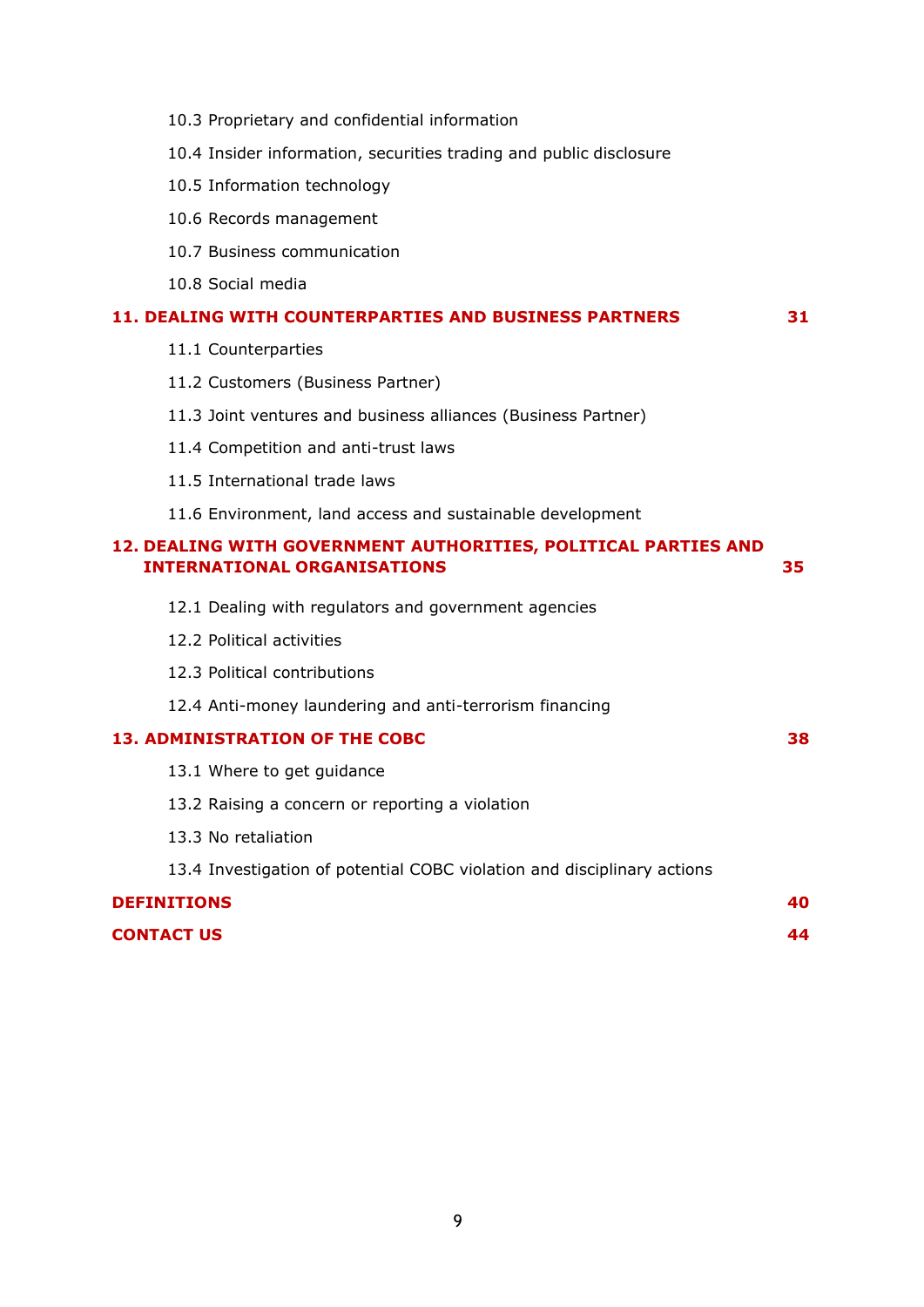10.3 Proprietary and confidential information

10.4 Insider information, securities trading and public disclosure

10.5 Information technology

10.6 Records management

10.7 Business communication

10.8 Social media

**11. DEALING WITH COUNTERPARTIES AND BUSINESS PARTNERS** **31**

11.1 Counterparties

11.2 Customers (Business Partner)

11.3 Joint ventures and business alliances (Business Partner)

11.4 Competition and anti-trust laws

11.5 International trade laws

11.6 Environment, land access and sustainable development

**12. DEALING WITH GOVERNMENT AUTHORITIES, POLITICAL PARTIES AND INTERNATIONAL ORGANISATIONS** **35**

12.1 Dealing with regulators and government agencies

12.2 Political activities

12.3 Political contributions

12.4 Anti-money laundering and anti-terrorism financing

**13. ADMINISTRATION OF THE COBC** **38**

13.1 Where to get guidance

13.2 Raising a concern or reporting a violation

13.3 No retaliation

13.4 Investigation of potential COBC violation and disciplinary actions

**DEFINITIONS** **40**

**CONTACT US** **44**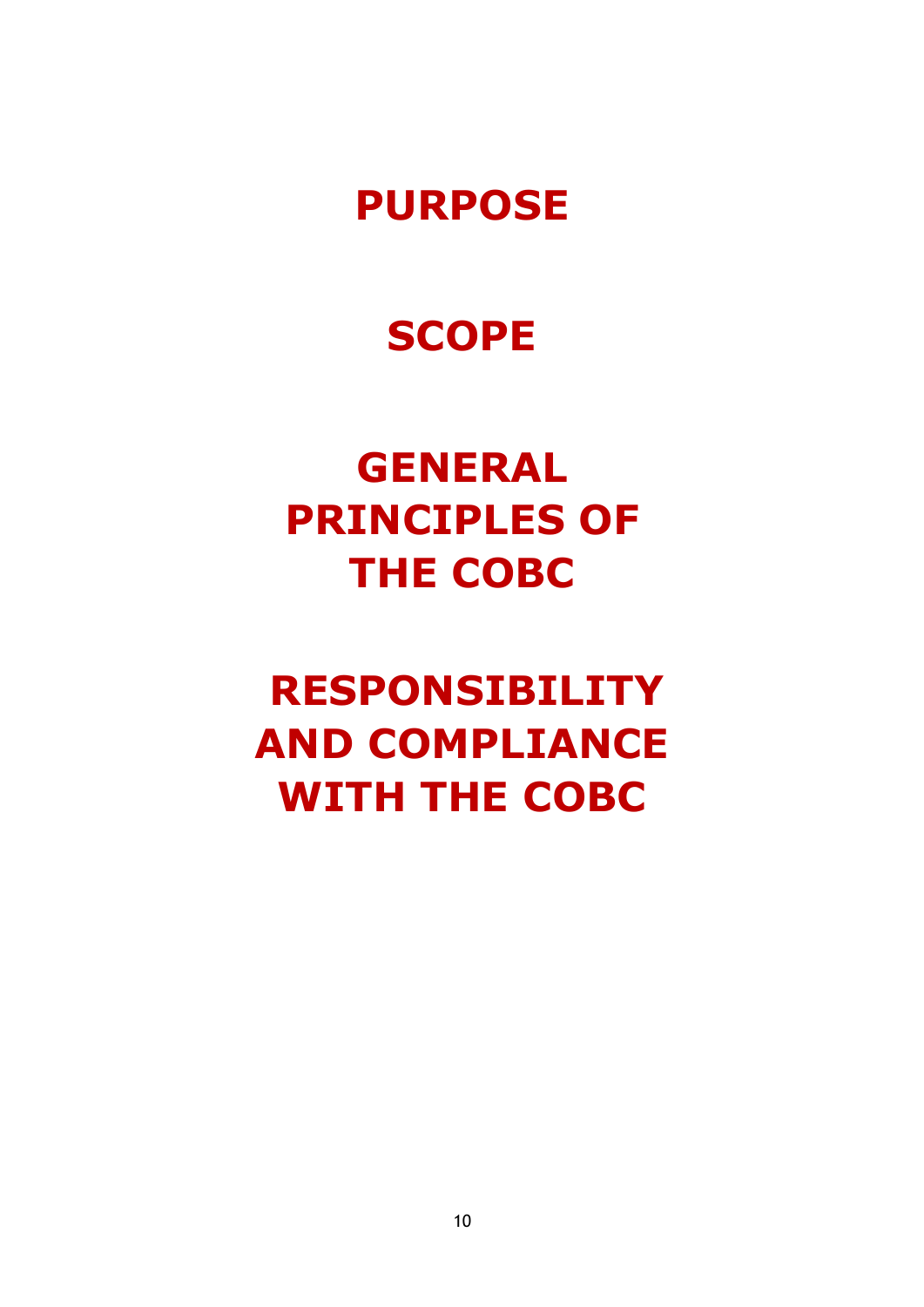# PURPOSE

# SCOPE

# GENERAL PRINCIPLES OF THE COBC

# RESPONSIBILITY AND COMPLIANCE WITH THE COBC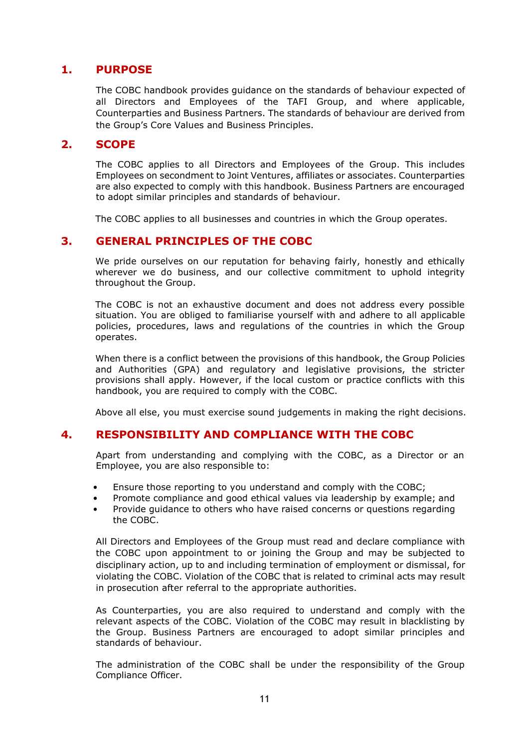## 1. PURPOSE

The COBC handbook provides guidance on the standards of behaviour expected of all Directors and Employees of the TAFI Group, and where applicable, Counterparties and Business Partners. The standards of behaviour are derived from the Group's Core Values and Business Principles.

## 2. SCOPE

The COBC applies to all Directors and Employees of the Group. This includes Employees on secondment to Joint Ventures, affiliates or associates. Counterparties are also expected to comply with this handbook. Business Partners are encouraged to adopt similar principles and standards of behaviour.

The COBC applies to all businesses and countries in which the Group operates.

## 3. GENERAL PRINCIPLES OF THE COBC

We pride ourselves on our reputation for behaving fairly, honestly and ethically wherever we do business, and our collective commitment to uphold integrity throughout the Group.

The COBC is not an exhaustive document and does not address every possible situation. You are obliged to familiarise yourself with and adhere to all applicable policies, procedures, laws and regulations of the countries in which the Group operates.

When there is a conflict between the provisions of this handbook, the Group Policies and Authorities (GPA) and regulatory and legislative provisions, the stricter provisions shall apply. However, if the local custom or practice conflicts with this handbook, you are required to comply with the COBC.

Above all else, you must exercise sound judgements in making the right decisions.

## 4. RESPONSIBILITY AND COMPLIANCE WITH THE COBC

Apart from understanding and complying with the COBC, as a Director or an Employee, you are also responsible to:

- Ensure those reporting to you understand and comply with the COBC;
- Promote compliance and good ethical values via leadership by example; and
- Provide guidance to others who have raised concerns or questions regarding the COBC.

All Directors and Employees of the Group must read and declare compliance with the COBC upon appointment to or joining the Group and may be subjected to disciplinary action, up to and including termination of employment or dismissal, for violating the COBC. Violation of the COBC that is related to criminal acts may result in prosecution after referral to the appropriate authorities.

As Counterparties, you are also required to understand and comply with the relevant aspects of the COBC. Violation of the COBC may result in blacklisting by the Group. Business Partners are encouraged to adopt similar principles and standards of behaviour.

The administration of the COBC shall be under the responsibility of the Group Compliance Officer.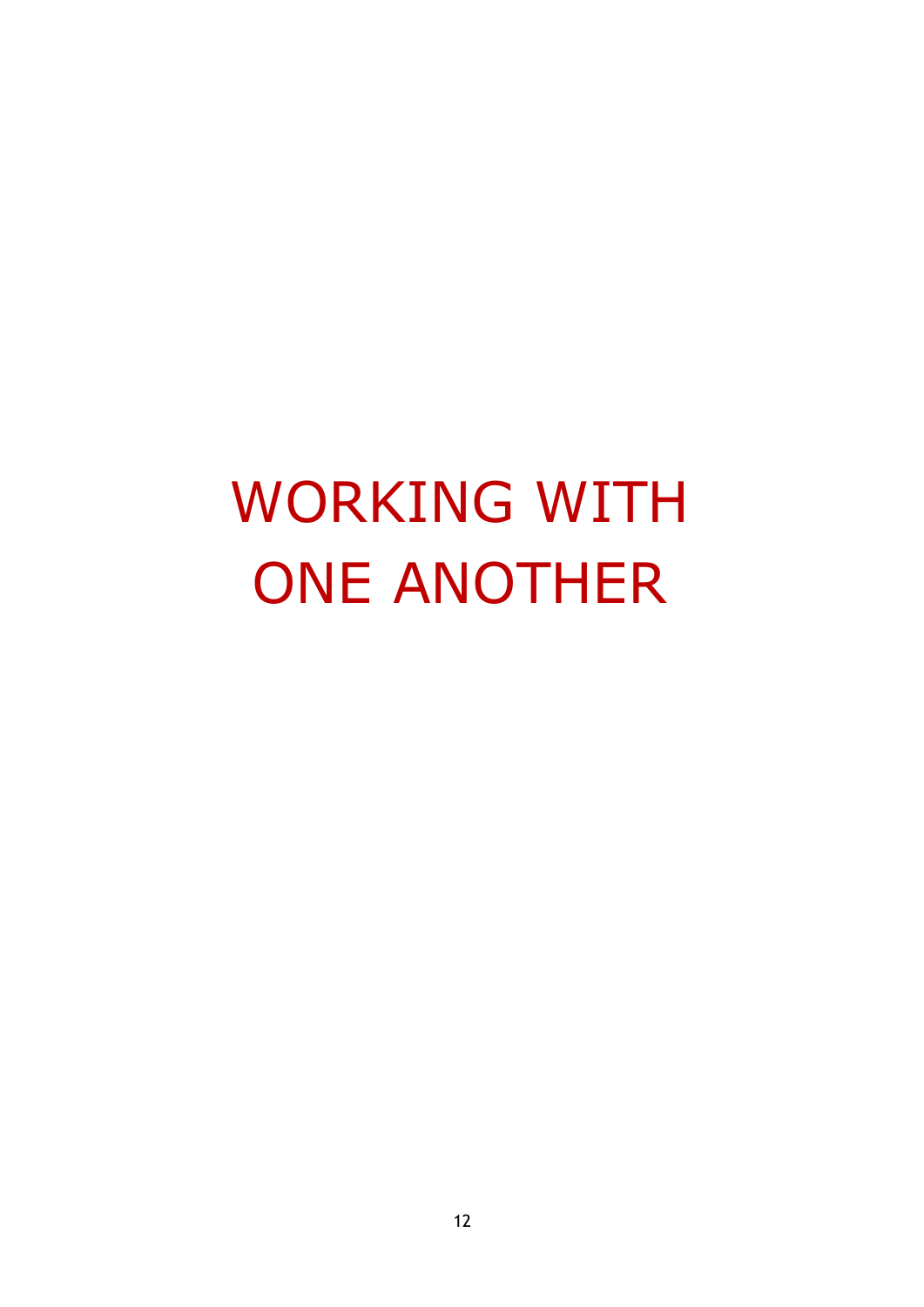# WORKING WITH ONE ANOTHER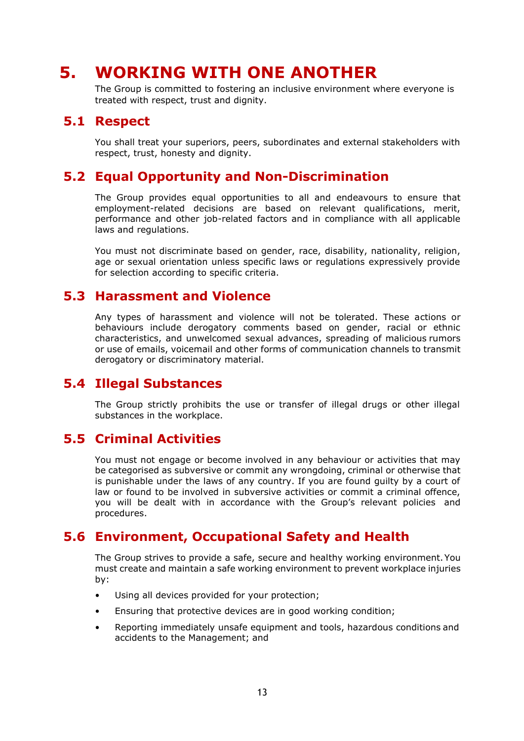# 5. WORKING WITH ONE ANOTHER

The Group is committed to fostering an inclusive environment where everyone is treated with respect, trust and dignity.

## 5.1 Respect

You shall treat your superiors, peers, subordinates and external stakeholders with respect, trust, honesty and dignity.

## 5.2 Equal Opportunity and Non-Discrimination

The Group provides equal opportunities to all and endeavours to ensure that employment-related decisions are based on relevant qualifications, merit, performance and other job-related factors and in compliance with all applicable laws and regulations.

You must not discriminate based on gender, race, disability, nationality, religion, age or sexual orientation unless specific laws or regulations expressively provide for selection according to specific criteria.

## 5.3 Harassment and Violence

Any types of harassment and violence will not be tolerated. These actions or behaviours include derogatory comments based on gender, racial or ethnic characteristics, and unwelcomed sexual advances, spreading of malicious rumors or use of emails, voicemail and other forms of communication channels to transmit derogatory or discriminatory material.

## 5.4 Illegal Substances

The Group strictly prohibits the use or transfer of illegal drugs or other illegal substances in the workplace.

## 5.5 Criminal Activities

You must not engage or become involved in any behaviour or activities that may be categorised as subversive or commit any wrongdoing, criminal or otherwise that is punishable under the laws of any country. If you are found guilty by a court of law or found to be involved in subversive activities or commit a criminal offence, you will be dealt with in accordance with the Group's relevant policies and procedures.

## 5.6 Environment, Occupational Safety and Health

The Group strives to provide a safe, secure and healthy working environment. You must create and maintain a safe working environment to prevent workplace injuries by:

- Using all devices provided for your protection;
- Ensuring that protective devices are in good working condition;
- Reporting immediately unsafe equipment and tools, hazardous conditions and accidents to the Management; and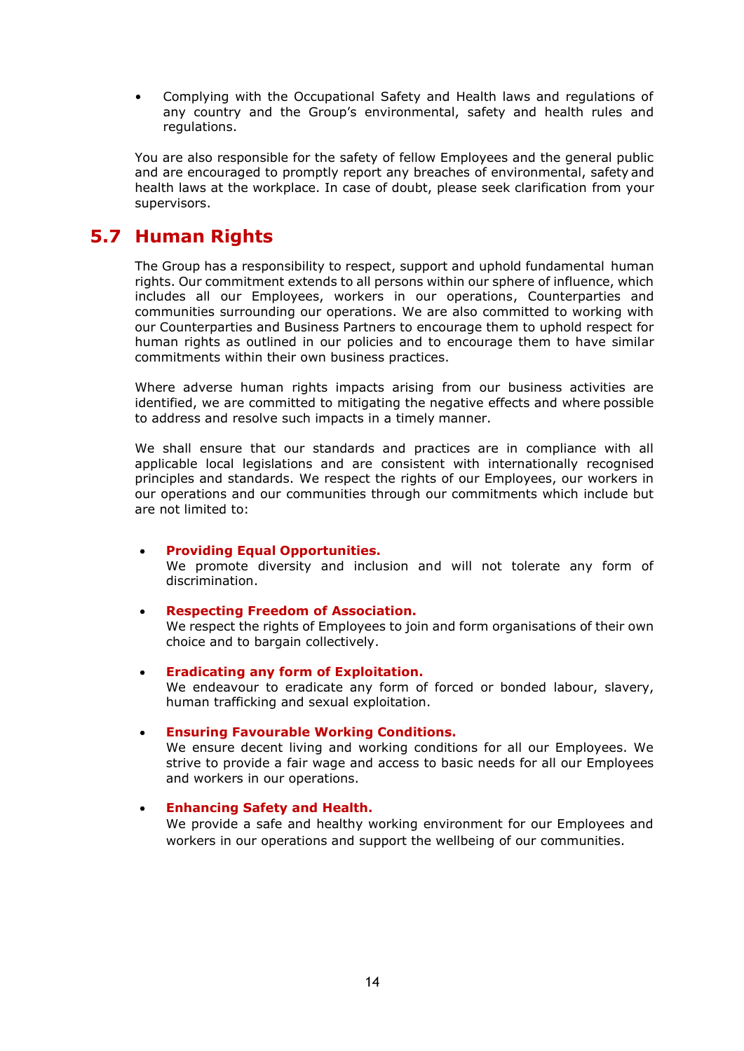- Complying with the Occupational Safety and Health laws and regulations of any country and the Group's environmental, safety and health rules and regulations.

You are also responsible for the safety of fellow Employees and the general public and are encouraged to promptly report any breaches of environmental, safety and health laws at the workplace. In case of doubt, please seek clarification from your supervisors.

## 5.7 Human Rights

The Group has a responsibility to respect, support and uphold fundamental human rights. Our commitment extends to all persons within our sphere of influence, which includes all our Employees, workers in our operations, Counterparties and communities surrounding our operations. We are also committed to working with our Counterparties and Business Partners to encourage them to uphold respect for human rights as outlined in our policies and to encourage them to have similar commitments within their own business practices.

Where adverse human rights impacts arising from our business activities are identified, we are committed to mitigating the negative effects and where possible to address and resolve such impacts in a timely manner.

We shall ensure that our standards and practices are in compliance with all applicable local legislations and are consistent with internationally recognised principles and standards. We respect the rights of our Employees, our workers in our operations and our communities through our commitments which include but are not limited to:

- **Providing Equal Opportunities.**
  We promote diversity and inclusion and will not tolerate any form of discrimination.

- **Respecting Freedom of Association.**
  We respect the rights of Employees to join and form organisations of their own choice and to bargain collectively.

- **Eradicating any form of Exploitation.**
  We endeavour to eradicate any form of forced or bonded labour, slavery, human trafficking and sexual exploitation.

- **Ensuring Favourable Working Conditions.**
  We ensure decent living and working conditions for all our Employees. We strive to provide a fair wage and access to basic needs for all our Employees and workers in our operations.

- **Enhancing Safety and Health.**
  We provide a safe and healthy working environment for our Employees and workers in our operations and support the wellbeing of our communities.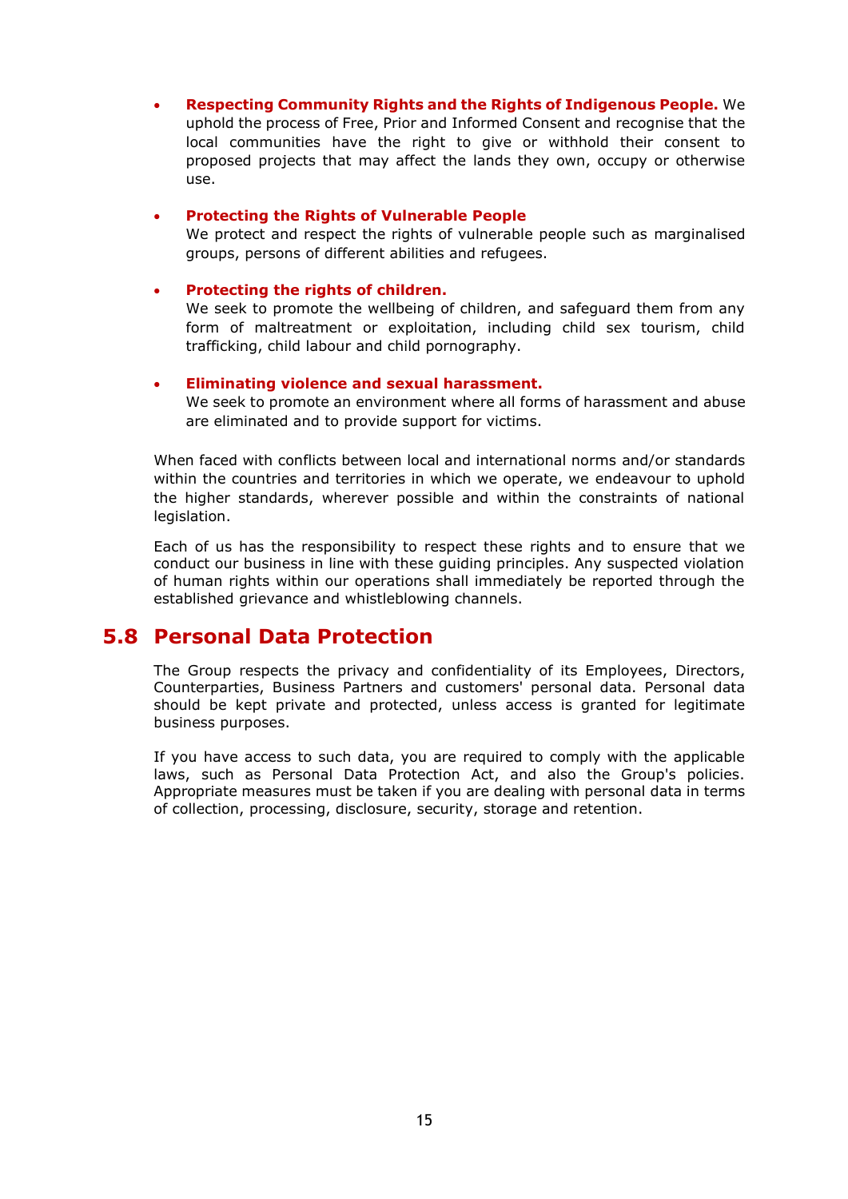- **Respecting Community Rights and the Rights of Indigenous People.** We uphold the process of Free, Prior and Informed Consent and recognise that the local communities have the right to give or withhold their consent to proposed projects that may affect the lands they own, occupy or otherwise use.

- **Protecting the Rights of Vulnerable People**
  We protect and respect the rights of vulnerable people such as marginalised groups, persons of different abilities and refugees.

- **Protecting the rights of children.**
  We seek to promote the wellbeing of children, and safeguard them from any form of maltreatment or exploitation, including child sex tourism, child trafficking, child labour and child pornography.

- **Eliminating violence and sexual harassment.**
  We seek to promote an environment where all forms of harassment and abuse are eliminated and to provide support for victims.

When faced with conflicts between local and international norms and/or standards within the countries and territories in which we operate, we endeavour to uphold the higher standards, wherever possible and within the constraints of national legislation.

Each of us has the responsibility to respect these rights and to ensure that we conduct our business in line with these guiding principles. Any suspected violation of human rights within our operations shall immediately be reported through the established grievance and whistleblowing channels.

## 5.8 Personal Data Protection

The Group respects the privacy and confidentiality of its Employees, Directors, Counterparties, Business Partners and customers' personal data. Personal data should be kept private and protected, unless access is granted for legitimate business purposes.

If you have access to such data, you are required to comply with the applicable laws, such as Personal Data Protection Act, and also the Group's policies. Appropriate measures must be taken if you are dealing with personal data in terms of collection, processing, disclosure, security, storage and retention.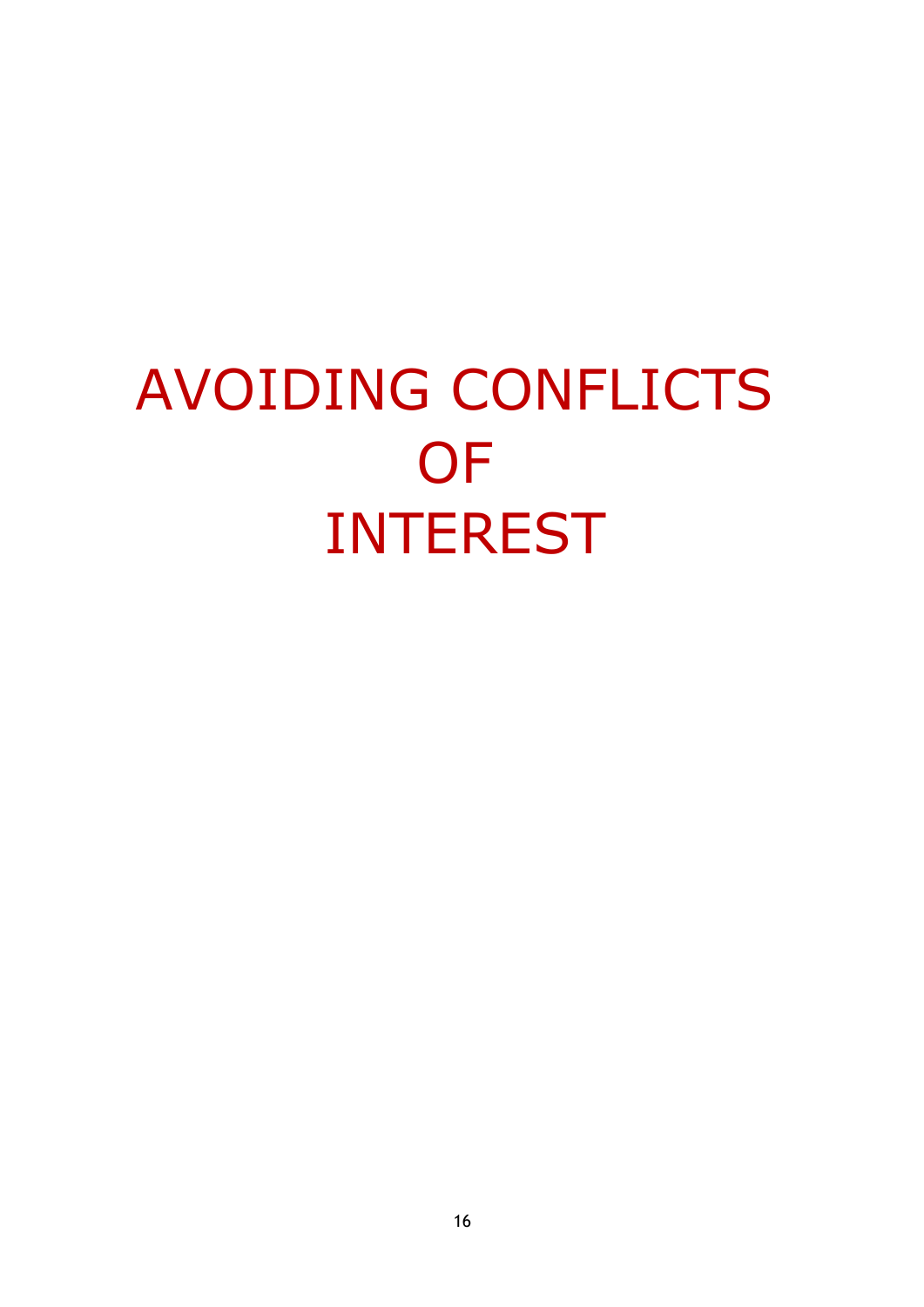# AVOIDING CONFLICTS OF INTEREST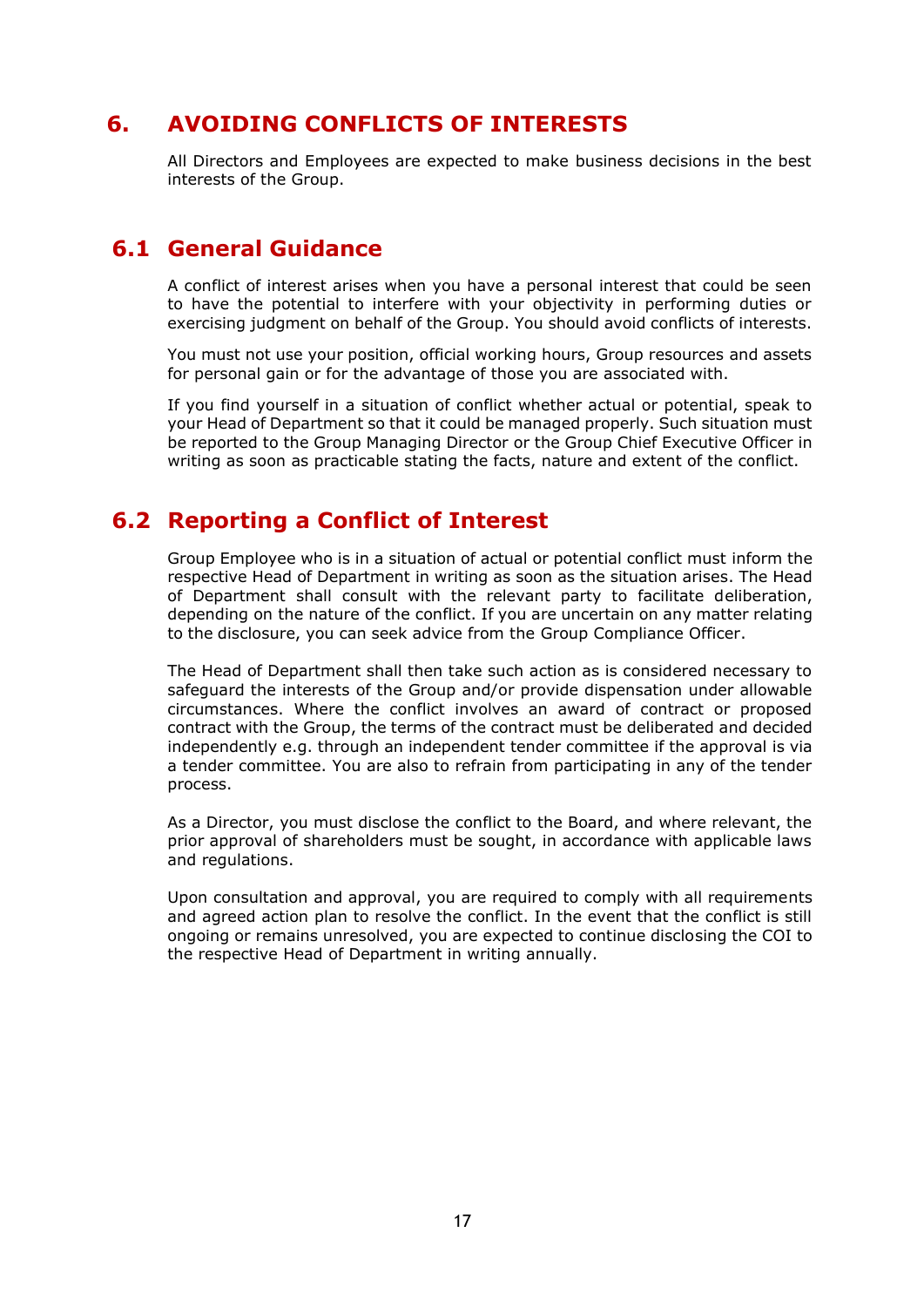# 6. AVOIDING CONFLICTS OF INTERESTS

All Directors and Employees are expected to make business decisions in the best interests of the Group.

## 6.1 General Guidance

A conflict of interest arises when you have a personal interest that could be seen to have the potential to interfere with your objectivity in performing duties or exercising judgment on behalf of the Group. You should avoid conflicts of interests.

You must not use your position, official working hours, Group resources and assets for personal gain or for the advantage of those you are associated with.

If you find yourself in a situation of conflict whether actual or potential, speak to your Head of Department so that it could be managed properly. Such situation must be reported to the Group Managing Director or the Group Chief Executive Officer in writing as soon as practicable stating the facts, nature and extent of the conflict.

## 6.2 Reporting a Conflict of Interest

Group Employee who is in a situation of actual or potential conflict must inform the respective Head of Department in writing as soon as the situation arises. The Head of Department shall consult with the relevant party to facilitate deliberation, depending on the nature of the conflict. If you are uncertain on any matter relating to the disclosure, you can seek advice from the Group Compliance Officer.

The Head of Department shall then take such action as is considered necessary to safeguard the interests of the Group and/or provide dispensation under allowable circumstances. Where the conflict involves an award of contract or proposed contract with the Group, the terms of the contract must be deliberated and decided independently e.g. through an independent tender committee if the approval is via a tender committee. You are also to refrain from participating in any of the tender process.

As a Director, you must disclose the conflict to the Board, and where relevant, the prior approval of shareholders must be sought, in accordance with applicable laws and regulations.

Upon consultation and approval, you are required to comply with all requirements and agreed action plan to resolve the conflict. In the event that the conflict is still ongoing or remains unresolved, you are expected to continue disclosing the COI to the respective Head of Department in writing annually.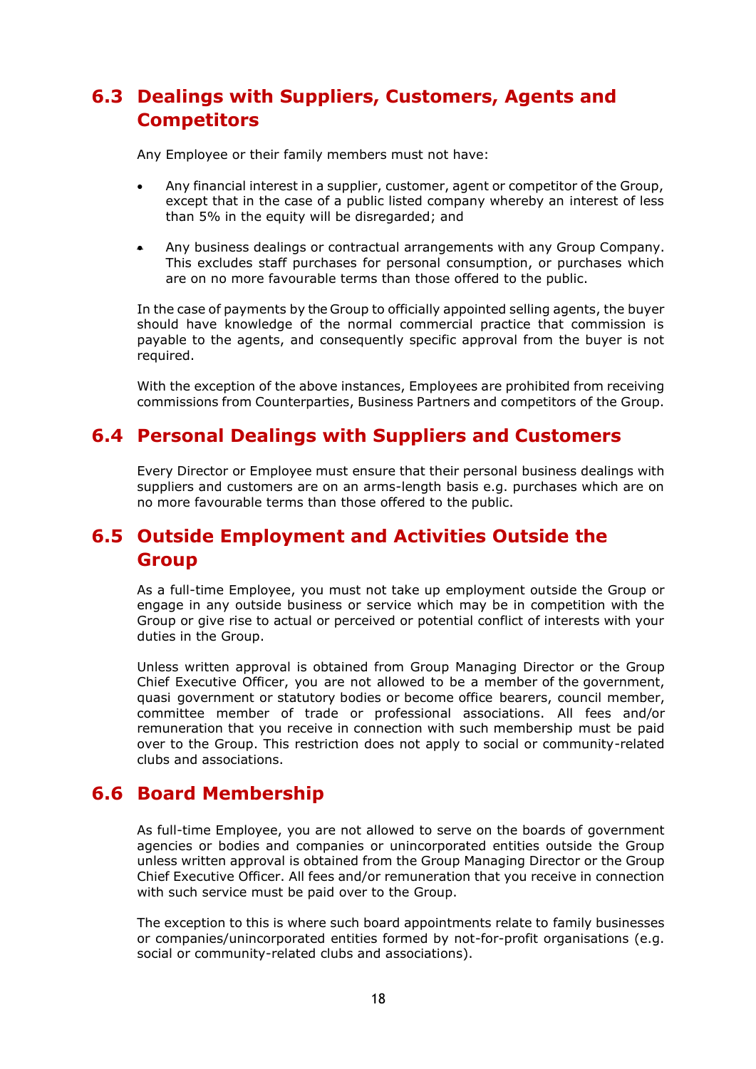## 6.3 Dealings with Suppliers, Customers, Agents and Competitors

Any Employee or their family members must not have:

- Any financial interest in a supplier, customer, agent or competitor of the Group, except that in the case of a public listed company whereby an interest of less than 5% in the equity will be disregarded; and
- Any business dealings or contractual arrangements with any Group Company. This excludes staff purchases for personal consumption, or purchases which are on no more favourable terms than those offered to the public.

In the case of payments by the Group to officially appointed selling agents, the buyer should have knowledge of the normal commercial practice that commission is payable to the agents, and consequently specific approval from the buyer is not required.

With the exception of the above instances, Employees are prohibited from receiving commissions from Counterparties, Business Partners and competitors of the Group.

## 6.4 Personal Dealings with Suppliers and Customers

Every Director or Employee must ensure that their personal business dealings with suppliers and customers are on an arms-length basis e.g. purchases which are on no more favourable terms than those offered to the public.

## 6.5 Outside Employment and Activities Outside the Group

As a full-time Employee, you must not take up employment outside the Group or engage in any outside business or service which may be in competition with the Group or give rise to actual or perceived or potential conflict of interests with your duties in the Group.

Unless written approval is obtained from Group Managing Director or the Group Chief Executive Officer, you are not allowed to be a member of the government, quasi government or statutory bodies or become office bearers, council member, committee member of trade or professional associations. All fees and/or remuneration that you receive in connection with such membership must be paid over to the Group. This restriction does not apply to social or community-related clubs and associations.

## 6.6 Board Membership

As full-time Employee, you are not allowed to serve on the boards of government agencies or bodies and companies or unincorporated entities outside the Group unless written approval is obtained from the Group Managing Director or the Group Chief Executive Officer. All fees and/or remuneration that you receive in connection with such service must be paid over to the Group.

The exception to this is where such board appointments relate to family businesses or companies/unincorporated entities formed by not-for-profit organisations (e.g. social or community-related clubs and associations).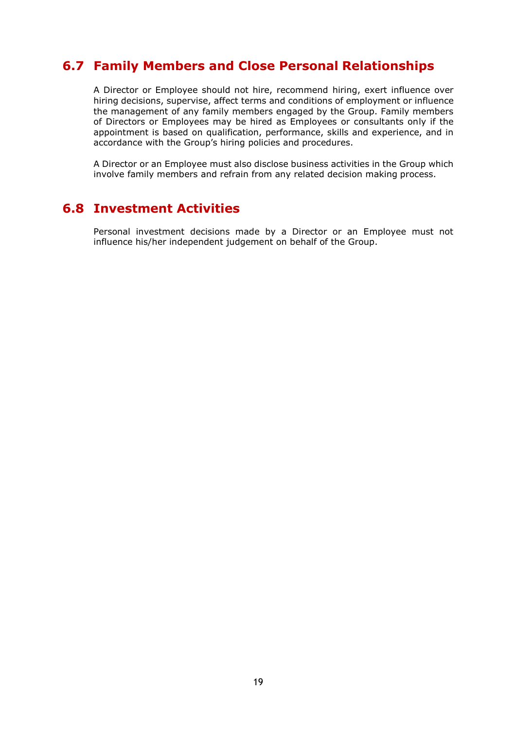## 6.7 Family Members and Close Personal Relationships

A Director or Employee should not hire, recommend hiring, exert influence over hiring decisions, supervise, affect terms and conditions of employment or influence the management of any family members engaged by the Group. Family members of Directors or Employees may be hired as Employees or consultants only if the appointment is based on qualification, performance, skills and experience, and in accordance with the Group's hiring policies and procedures.

A Director or an Employee must also disclose business activities in the Group which involve family members and refrain from any related decision making process.

## 6.8 Investment Activities

Personal investment decisions made by a Director or an Employee must not influence his/her independent judgement on behalf of the Group.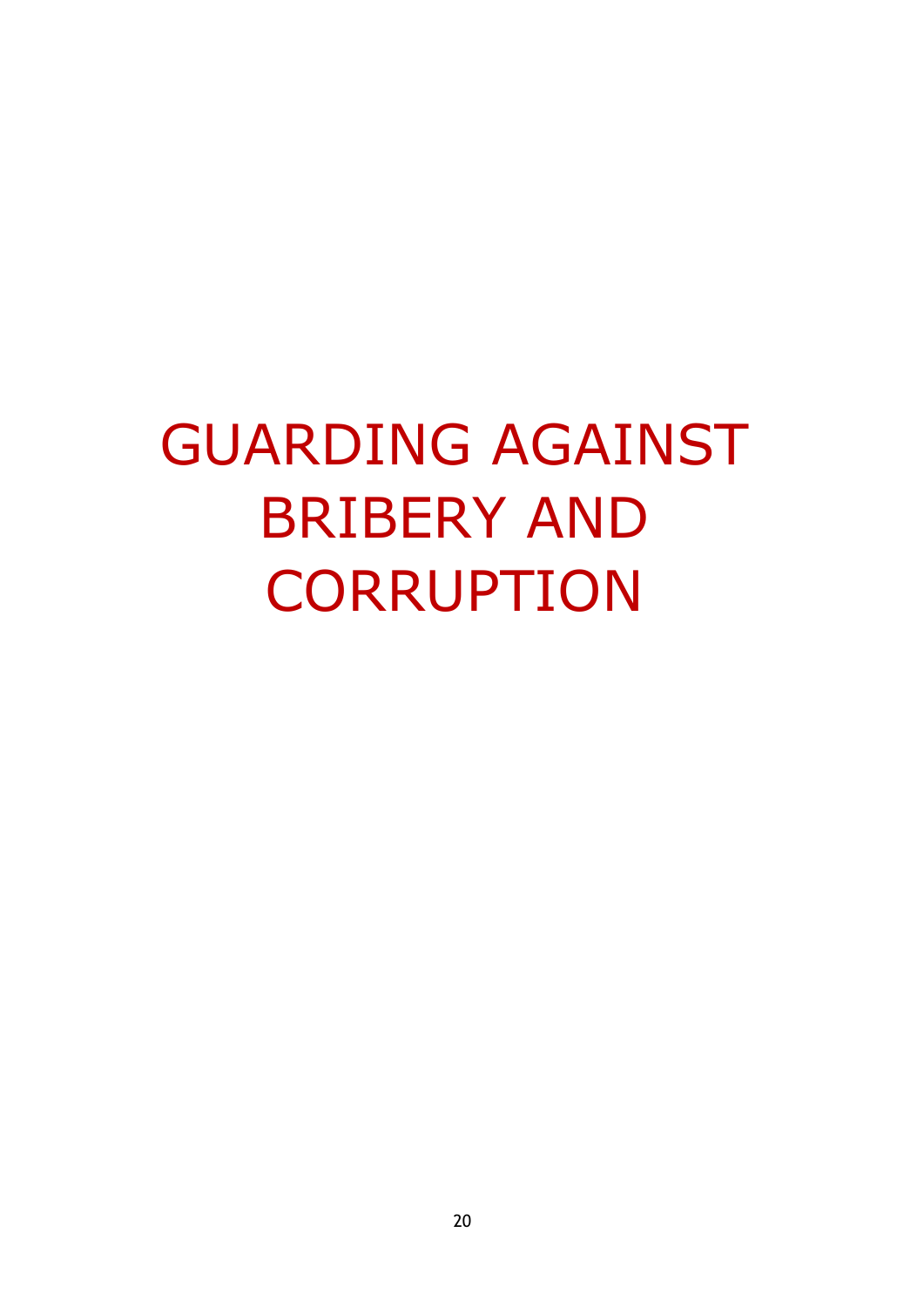# GUARDING AGAINST BRIBERY AND CORRUPTION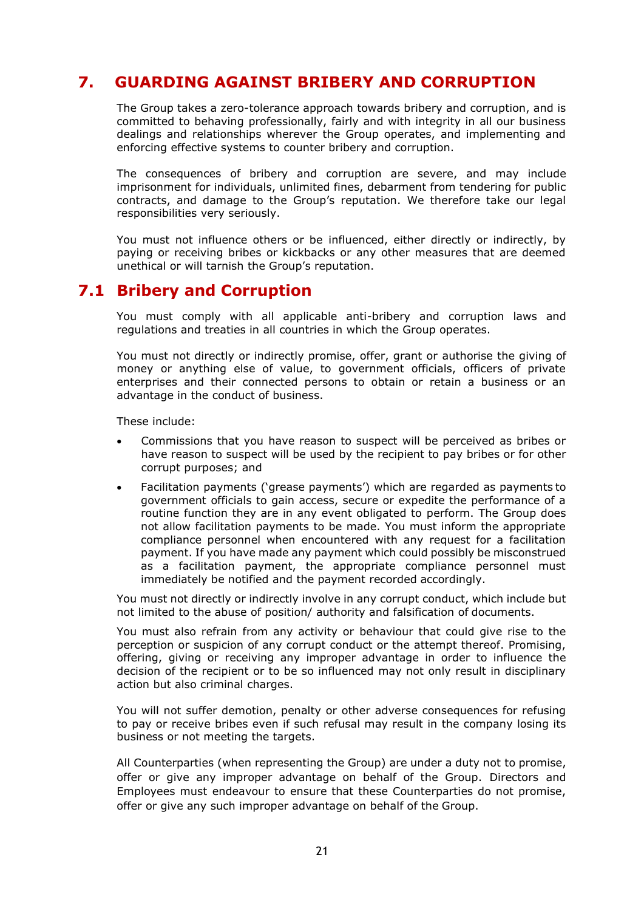## 7. GUARDING AGAINST BRIBERY AND CORRUPTION

The Group takes a zero-tolerance approach towards bribery and corruption, and is committed to behaving professionally, fairly and with integrity in all our business dealings and relationships wherever the Group operates, and implementing and enforcing effective systems to counter bribery and corruption.

The consequences of bribery and corruption are severe, and may include imprisonment for individuals, unlimited fines, debarment from tendering for public contracts, and damage to the Group's reputation. We therefore take our legal responsibilities very seriously.

You must not influence others or be influenced, either directly or indirectly, by paying or receiving bribes or kickbacks or any other measures that are deemed unethical or will tarnish the Group's reputation.

### 7.1 Bribery and Corruption

You must comply with all applicable anti-bribery and corruption laws and regulations and treaties in all countries in which the Group operates.

You must not directly or indirectly promise, offer, grant or authorise the giving of money or anything else of value, to government officials, officers of private enterprises and their connected persons to obtain or retain a business or an advantage in the conduct of business.

These include:

- Commissions that you have reason to suspect will be perceived as bribes or have reason to suspect will be used by the recipient to pay bribes or for other corrupt purposes; and
- Facilitation payments ('grease payments') which are regarded as payments to government officials to gain access, secure or expedite the performance of a routine function they are in any event obligated to perform. The Group does not allow facilitation payments to be made. You must inform the appropriate compliance personnel when encountered with any request for a facilitation payment. If you have made any payment which could possibly be misconstrued as a facilitation payment, the appropriate compliance personnel must immediately be notified and the payment recorded accordingly.

You must not directly or indirectly involve in any corrupt conduct, which include but not limited to the abuse of position/ authority and falsification of documents.

You must also refrain from any activity or behaviour that could give rise to the perception or suspicion of any corrupt conduct or the attempt thereof. Promising, offering, giving or receiving any improper advantage in order to influence the decision of the recipient or to be so influenced may not only result in disciplinary action but also criminal charges.

You will not suffer demotion, penalty or other adverse consequences for refusing to pay or receive bribes even if such refusal may result in the company losing its business or not meeting the targets.

All Counterparties (when representing the Group) are under a duty not to promise, offer or give any improper advantage on behalf of the Group. Directors and Employees must endeavour to ensure that these Counterparties do not promise, offer or give any such improper advantage on behalf of the Group.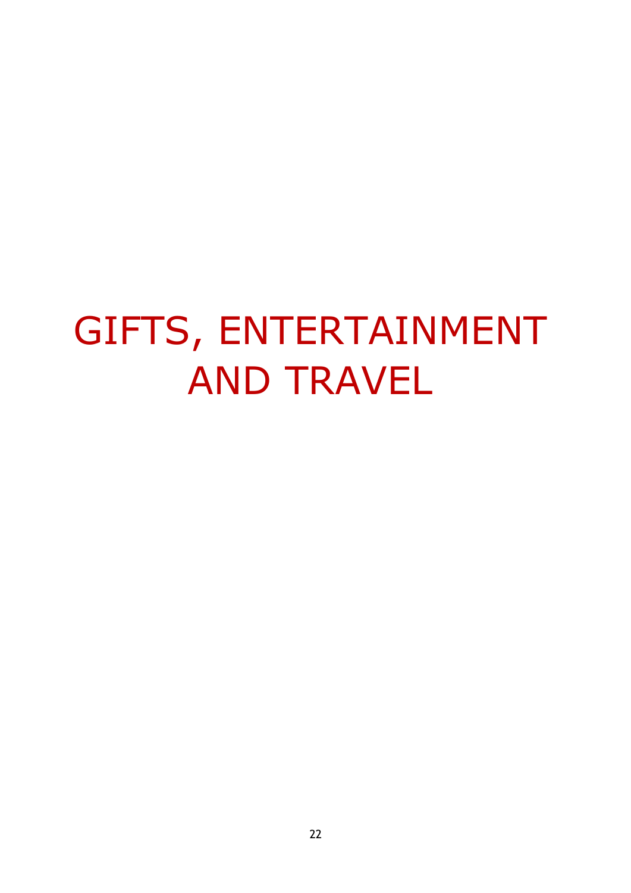# GIFTS, ENTERTAINMENT AND TRAVEL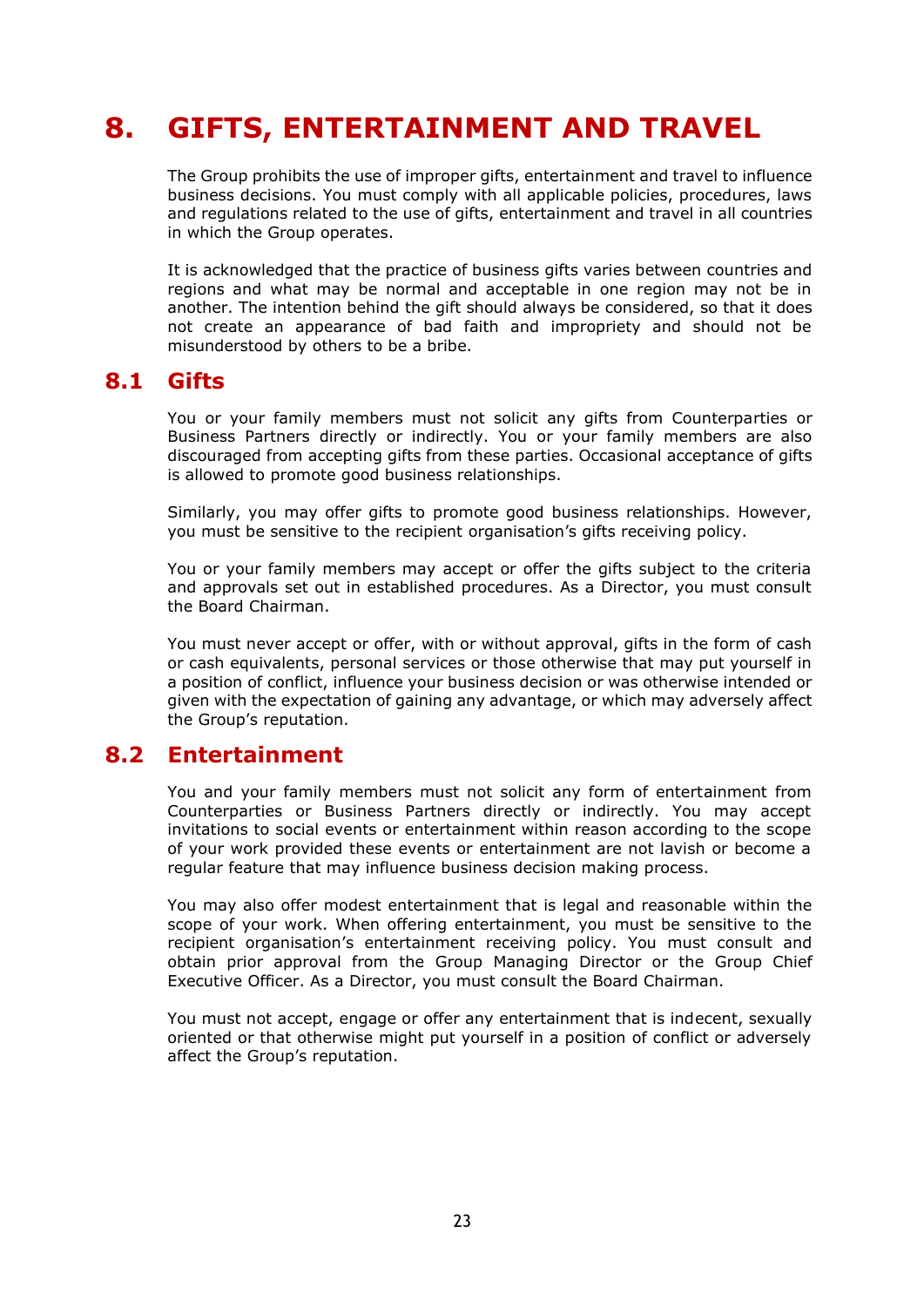# 8. GIFTS, ENTERTAINMENT AND TRAVEL

The Group prohibits the use of improper gifts, entertainment and travel to influence business decisions. You must comply with all applicable policies, procedures, laws and regulations related to the use of gifts, entertainment and travel in all countries in which the Group operates.

It is acknowledged that the practice of business gifts varies between countries and regions and what may be normal and acceptable in one region may not be in another. The intention behind the gift should always be considered, so that it does not create an appearance of bad faith and impropriety and should not be misunderstood by others to be a bribe.

## 8.1 Gifts

You or your family members must not solicit any gifts from Counterparties or Business Partners directly or indirectly. You or your family members are also discouraged from accepting gifts from these parties. Occasional acceptance of gifts is allowed to promote good business relationships.

Similarly, you may offer gifts to promote good business relationships. However, you must be sensitive to the recipient organisation's gifts receiving policy.

You or your family members may accept or offer the gifts subject to the criteria and approvals set out in established procedures. As a Director, you must consult the Board Chairman.

You must never accept or offer, with or without approval, gifts in the form of cash or cash equivalents, personal services or those otherwise that may put yourself in a position of conflict, influence your business decision or was otherwise intended or given with the expectation of gaining any advantage, or which may adversely affect the Group's reputation.

## 8.2 Entertainment

You and your family members must not solicit any form of entertainment from Counterparties or Business Partners directly or indirectly. You may accept invitations to social events or entertainment within reason according to the scope of your work provided these events or entertainment are not lavish or become a regular feature that may influence business decision making process.

You may also offer modest entertainment that is legal and reasonable within the scope of your work. When offering entertainment, you must be sensitive to the recipient organisation's entertainment receiving policy. You must consult and obtain prior approval from the Group Managing Director or the Group Chief Executive Officer. As a Director, you must consult the Board Chairman.

You must not accept, engage or offer any entertainment that is indecent, sexually oriented or that otherwise might put yourself in a position of conflict or adversely affect the Group's reputation.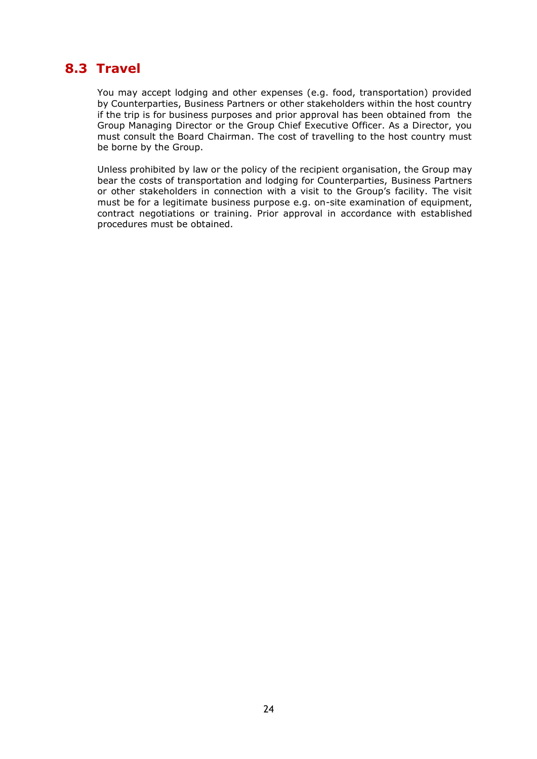## 8.3 Travel

You may accept lodging and other expenses (e.g. food, transportation) provided by Counterparties, Business Partners or other stakeholders within the host country if the trip is for business purposes and prior approval has been obtained from the Group Managing Director or the Group Chief Executive Officer. As a Director, you must consult the Board Chairman. The cost of travelling to the host country must be borne by the Group.

Unless prohibited by law or the policy of the recipient organisation, the Group may bear the costs of transportation and lodging for Counterparties, Business Partners or other stakeholders in connection with a visit to the Group's facility. The visit must be for a legitimate business purpose e.g. on-site examination of equipment, contract negotiations or training. Prior approval in accordance with established procedures must be obtained.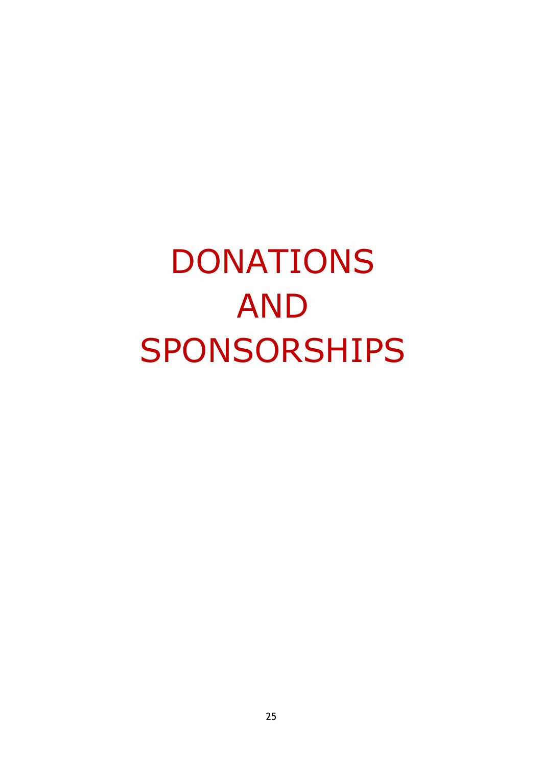# DONATIONS AND SPONSORSHIPS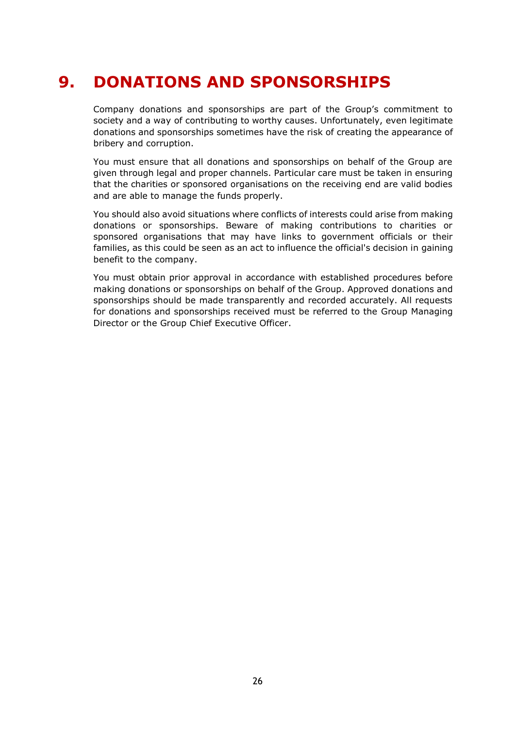# 9. DONATIONS AND SPONSORSHIPS

Company donations and sponsorships are part of the Group's commitment to society and a way of contributing to worthy causes. Unfortunately, even legitimate donations and sponsorships sometimes have the risk of creating the appearance of bribery and corruption.

You must ensure that all donations and sponsorships on behalf of the Group are given through legal and proper channels. Particular care must be taken in ensuring that the charities or sponsored organisations on the receiving end are valid bodies and are able to manage the funds properly.

You should also avoid situations where conflicts of interests could arise from making donations or sponsorships. Beware of making contributions to charities or sponsored organisations that may have links to government officials or their families, as this could be seen as an act to influence the official's decision in gaining benefit to the company.

You must obtain prior approval in accordance with established procedures before making donations or sponsorships on behalf of the Group. Approved donations and sponsorships should be made transparently and recorded accurately. All requests for donations and sponsorships received must be referred to the Group Managing Director or the Group Chief Executive Officer.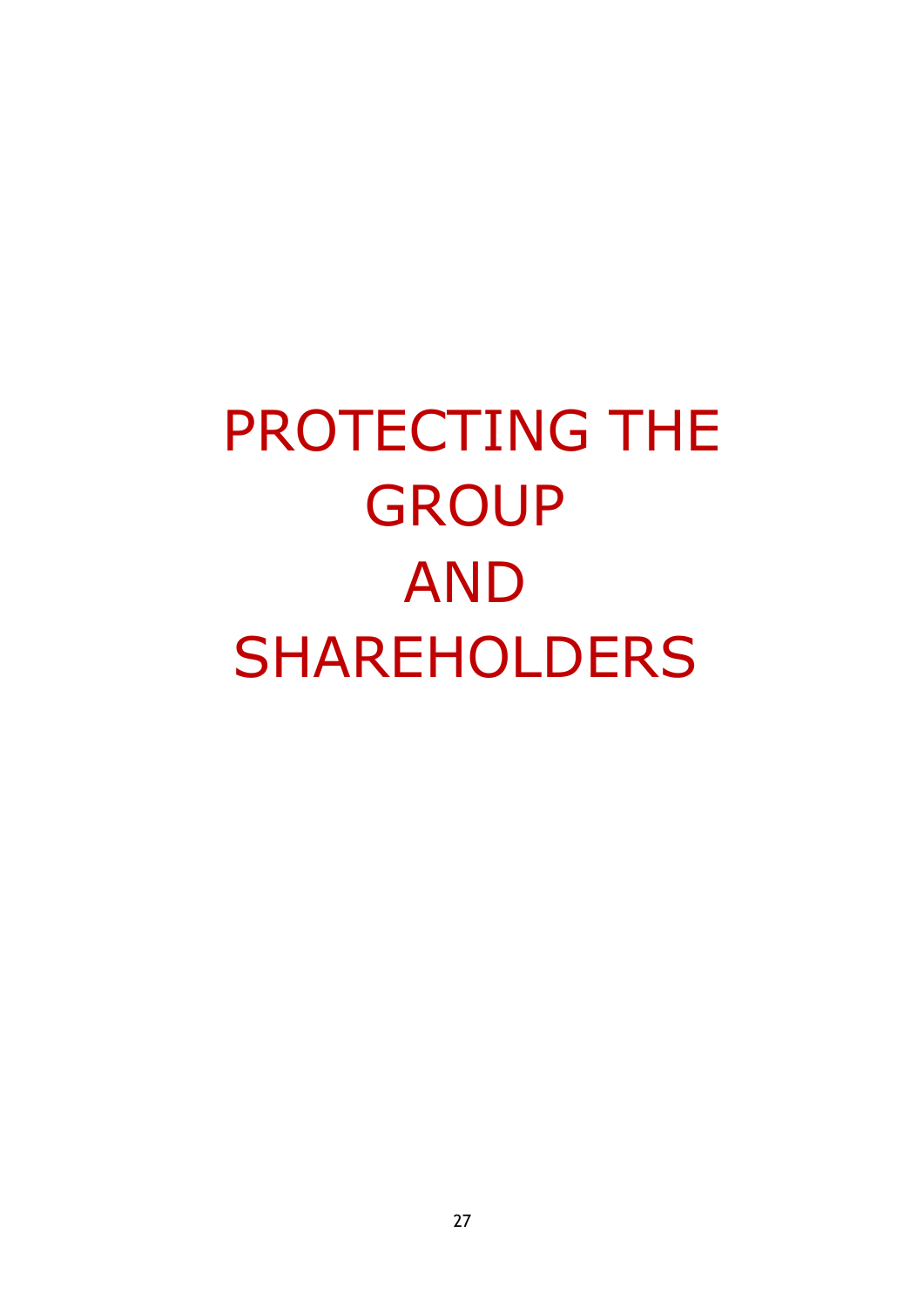# PROTECTING THE GROUP AND SHAREHOLDERS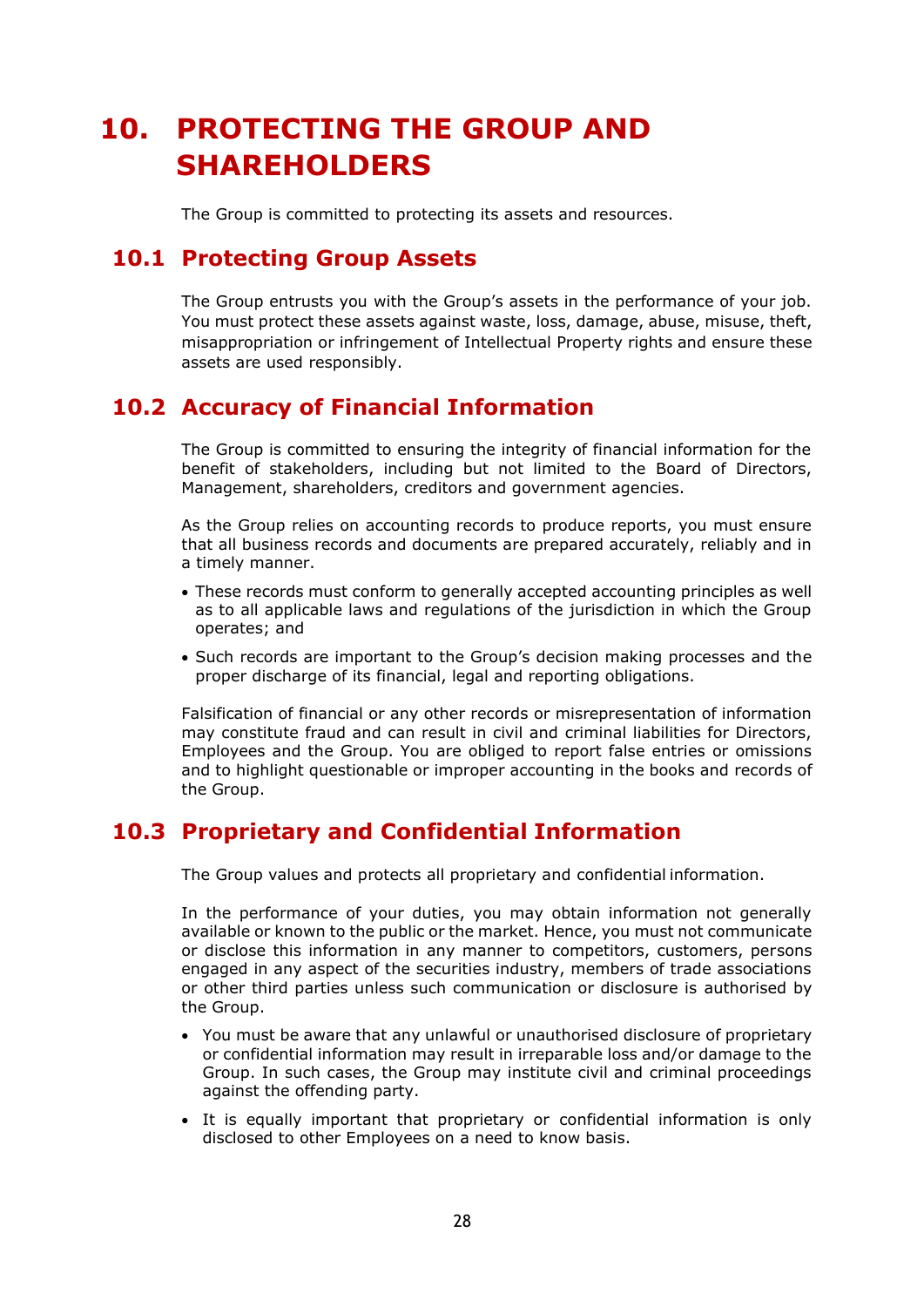# 10. PROTECTING THE GROUP AND SHAREHOLDERS

The Group is committed to protecting its assets and resources.

## 10.1 Protecting Group Assets

The Group entrusts you with the Group's assets in the performance of your job. You must protect these assets against waste, loss, damage, abuse, misuse, theft, misappropriation or infringement of Intellectual Property rights and ensure these assets are used responsibly.

## 10.2 Accuracy of Financial Information

The Group is committed to ensuring the integrity of financial information for the benefit of stakeholders, including but not limited to the Board of Directors, Management, shareholders, creditors and government agencies.

As the Group relies on accounting records to produce reports, you must ensure that all business records and documents are prepared accurately, reliably and in a timely manner.

- These records must conform to generally accepted accounting principles as well as to all applicable laws and regulations of the jurisdiction in which the Group operates; and
- Such records are important to the Group's decision making processes and the proper discharge of its financial, legal and reporting obligations.

Falsification of financial or any other records or misrepresentation of information may constitute fraud and can result in civil and criminal liabilities for Directors, Employees and the Group. You are obliged to report false entries or omissions and to highlight questionable or improper accounting in the books and records of the Group.

## 10.3 Proprietary and Confidential Information

The Group values and protects all proprietary and confidential information.

In the performance of your duties, you may obtain information not generally available or known to the public or the market. Hence, you must not communicate or disclose this information in any manner to competitors, customers, persons engaged in any aspect of the securities industry, members of trade associations or other third parties unless such communication or disclosure is authorised by the Group.

- You must be aware that any unlawful or unauthorised disclosure of proprietary or confidential information may result in irreparable loss and/or damage to the Group. In such cases, the Group may institute civil and criminal proceedings against the offending party.
- It is equally important that proprietary or confidential information is only disclosed to other Employees on a need to know basis.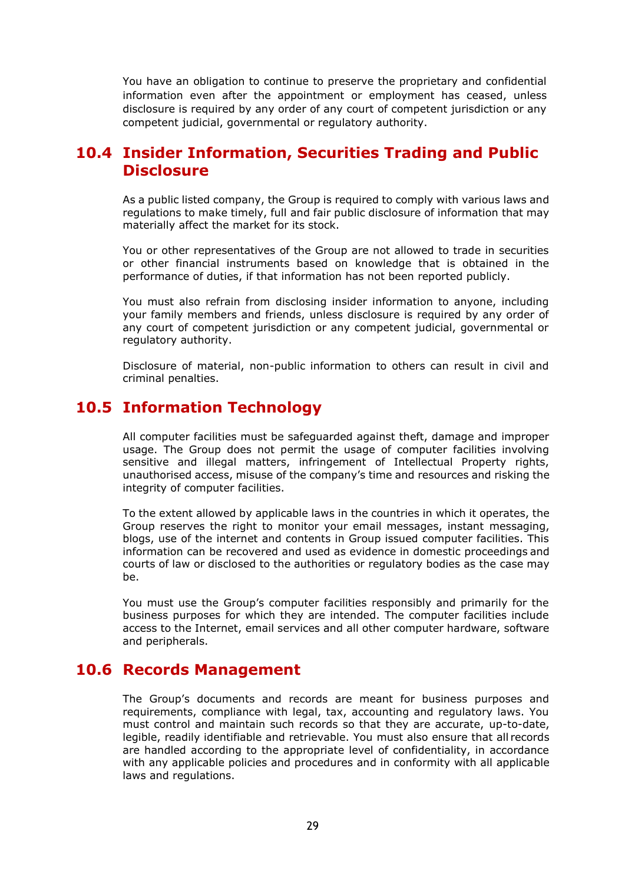You have an obligation to continue to preserve the proprietary and confidential information even after the appointment or employment has ceased, unless disclosure is required by any order of any court of competent jurisdiction or any competent judicial, governmental or regulatory authority.

## 10.4 Insider Information, Securities Trading and Public Disclosure

As a public listed company, the Group is required to comply with various laws and regulations to make timely, full and fair public disclosure of information that may materially affect the market for its stock.

You or other representatives of the Group are not allowed to trade in securities or other financial instruments based on knowledge that is obtained in the performance of duties, if that information has not been reported publicly.

You must also refrain from disclosing insider information to anyone, including your family members and friends, unless disclosure is required by any order of any court of competent jurisdiction or any competent judicial, governmental or regulatory authority.

Disclosure of material, non-public information to others can result in civil and criminal penalties.

## 10.5 Information Technology

All computer facilities must be safeguarded against theft, damage and improper usage. The Group does not permit the usage of computer facilities involving sensitive and illegal matters, infringement of Intellectual Property rights, unauthorised access, misuse of the company's time and resources and risking the integrity of computer facilities.

To the extent allowed by applicable laws in the countries in which it operates, the Group reserves the right to monitor your email messages, instant messaging, blogs, use of the internet and contents in Group issued computer facilities. This information can be recovered and used as evidence in domestic proceedings and courts of law or disclosed to the authorities or regulatory bodies as the case may be.

You must use the Group's computer facilities responsibly and primarily for the business purposes for which they are intended. The computer facilities include access to the Internet, email services and all other computer hardware, software and peripherals.

## 10.6 Records Management

The Group's documents and records are meant for business purposes and requirements, compliance with legal, tax, accounting and regulatory laws. You must control and maintain such records so that they are accurate, up-to-date, legible, readily identifiable and retrievable. You must also ensure that all records are handled according to the appropriate level of confidentiality, in accordance with any applicable policies and procedures and in conformity with all applicable laws and regulations.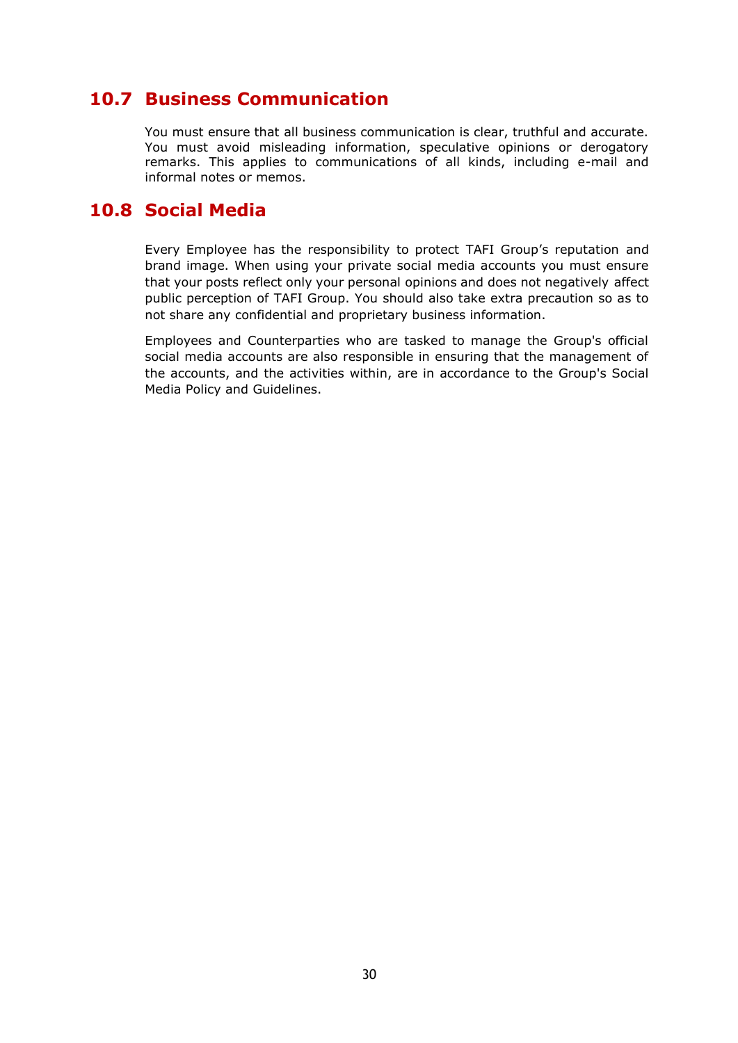## 10.7 Business Communication

You must ensure that all business communication is clear, truthful and accurate. You must avoid misleading information, speculative opinions or derogatory remarks. This applies to communications of all kinds, including e-mail and informal notes or memos.

## 10.8 Social Media

Every Employee has the responsibility to protect TAFI Group's reputation and brand image. When using your private social media accounts you must ensure that your posts reflect only your personal opinions and does not negatively affect public perception of TAFI Group. You should also take extra precaution so as to not share any confidential and proprietary business information.

Employees and Counterparties who are tasked to manage the Group's official social media accounts are also responsible in ensuring that the management of the accounts, and the activities within, are in accordance to the Group's Social Media Policy and Guidelines.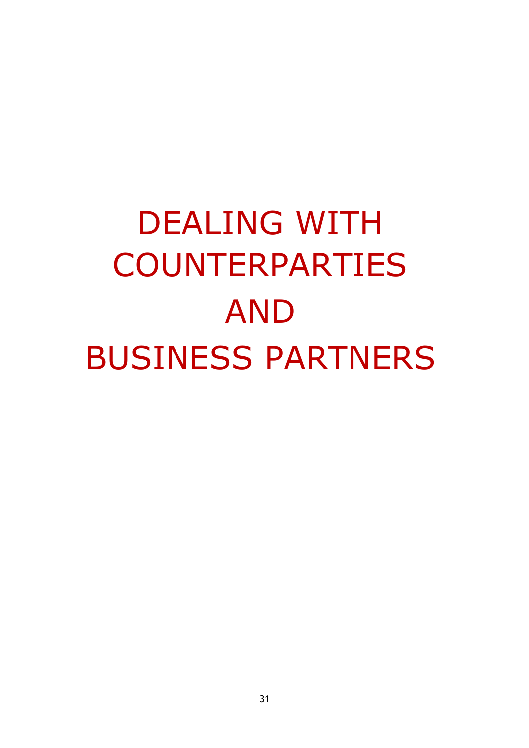# DEALING WITH COUNTERPARTIES AND BUSINESS PARTNERS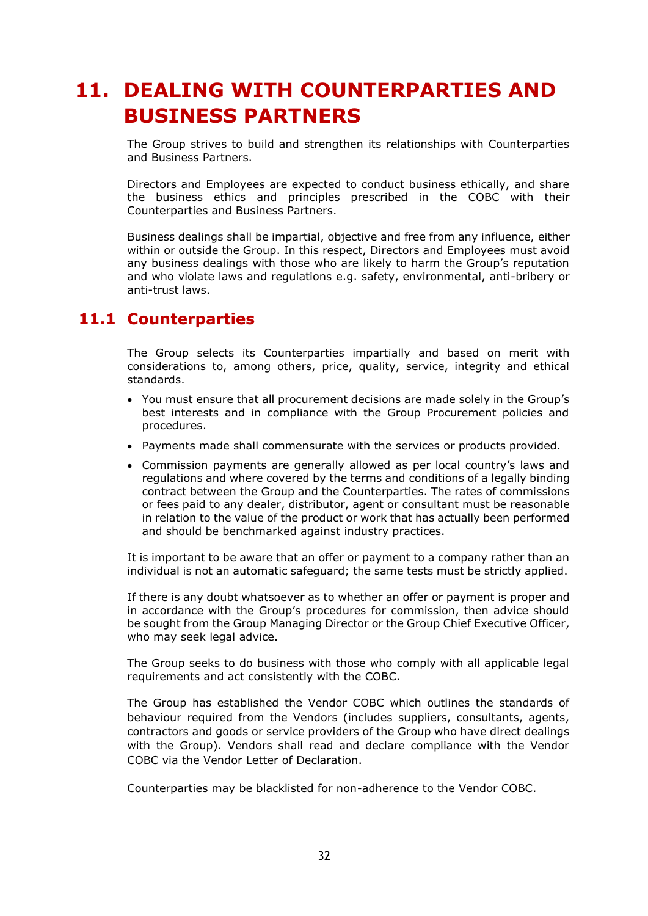# 11. DEALING WITH COUNTERPARTIES AND BUSINESS PARTNERS

The Group strives to build and strengthen its relationships with Counterparties and Business Partners.

Directors and Employees are expected to conduct business ethically, and share the business ethics and principles prescribed in the COBC with their Counterparties and Business Partners.

Business dealings shall be impartial, objective and free from any influence, either within or outside the Group. In this respect, Directors and Employees must avoid any business dealings with those who are likely to harm the Group's reputation and who violate laws and regulations e.g. safety, environmental, anti-bribery or anti-trust laws.

## 11.1 Counterparties

The Group selects its Counterparties impartially and based on merit with considerations to, among others, price, quality, service, integrity and ethical standards.

- You must ensure that all procurement decisions are made solely in the Group's best interests and in compliance with the Group Procurement policies and procedures.
- Payments made shall commensurate with the services or products provided.
- Commission payments are generally allowed as per local country's laws and regulations and where covered by the terms and conditions of a legally binding contract between the Group and the Counterparties. The rates of commissions or fees paid to any dealer, distributor, agent or consultant must be reasonable in relation to the value of the product or work that has actually been performed and should be benchmarked against industry practices.

It is important to be aware that an offer or payment to a company rather than an individual is not an automatic safeguard; the same tests must be strictly applied.

If there is any doubt whatsoever as to whether an offer or payment is proper and in accordance with the Group's procedures for commission, then advice should be sought from the Group Managing Director or the Group Chief Executive Officer, who may seek legal advice.

The Group seeks to do business with those who comply with all applicable legal requirements and act consistently with the COBC.

The Group has established the Vendor COBC which outlines the standards of behaviour required from the Vendors (includes suppliers, consultants, agents, contractors and goods or service providers of the Group who have direct dealings with the Group). Vendors shall read and declare compliance with the Vendor COBC via the Vendor Letter of Declaration.

Counterparties may be blacklisted for non-adherence to the Vendor COBC.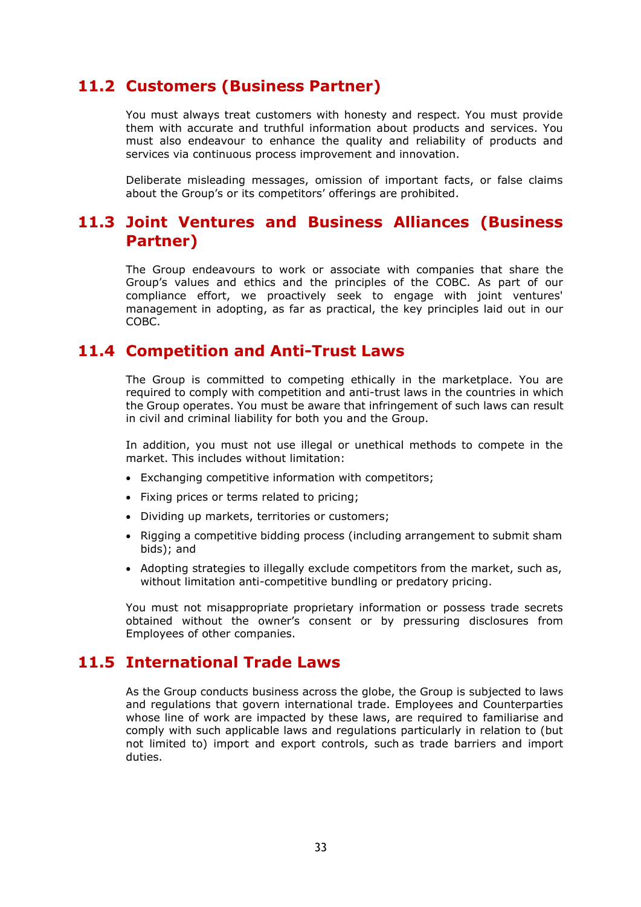## 11.2 Customers (Business Partner)

You must always treat customers with honesty and respect. You must provide them with accurate and truthful information about products and services. You must also endeavour to enhance the quality and reliability of products and services via continuous process improvement and innovation.

Deliberate misleading messages, omission of important facts, or false claims about the Group's or its competitors' offerings are prohibited.

## 11.3 Joint Ventures and Business Alliances (Business Partner)

The Group endeavours to work or associate with companies that share the Group's values and ethics and the principles of the COBC. As part of our compliance effort, we proactively seek to engage with joint ventures' management in adopting, as far as practical, the key principles laid out in our COBC.

## 11.4 Competition and Anti-Trust Laws

The Group is committed to competing ethically in the marketplace. You are required to comply with competition and anti-trust laws in the countries in which the Group operates. You must be aware that infringement of such laws can result in civil and criminal liability for both you and the Group.

In addition, you must not use illegal or unethical methods to compete in the market. This includes without limitation:

- Exchanging competitive information with competitors;
- Fixing prices or terms related to pricing;
- Dividing up markets, territories or customers;
- Rigging a competitive bidding process (including arrangement to submit sham bids); and
- Adopting strategies to illegally exclude competitors from the market, such as, without limitation anti-competitive bundling or predatory pricing.

You must not misappropriate proprietary information or possess trade secrets obtained without the owner's consent or by pressuring disclosures from Employees of other companies.

## 11.5 International Trade Laws

As the Group conducts business across the globe, the Group is subjected to laws and regulations that govern international trade. Employees and Counterparties whose line of work are impacted by these laws, are required to familiarise and comply with such applicable laws and regulations particularly in relation to (but not limited to) import and export controls, such as trade barriers and import duties.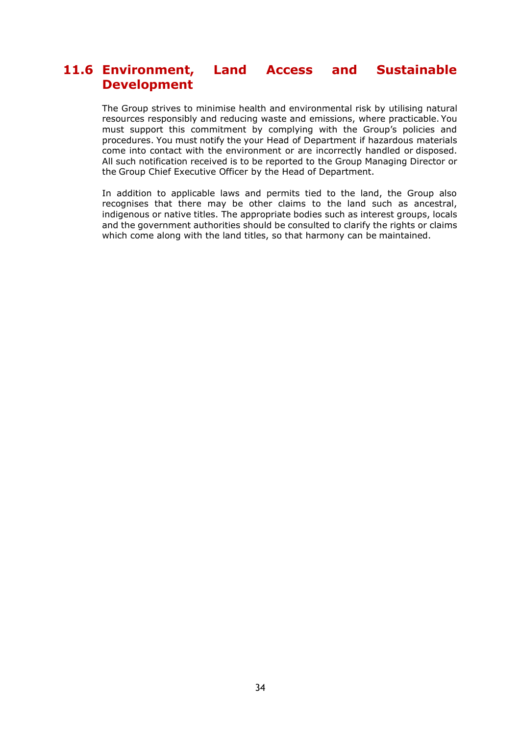## 11.6 Environment, Land Access and Sustainable Development

The Group strives to minimise health and environmental risk by utilising natural resources responsibly and reducing waste and emissions, where practicable. You must support this commitment by complying with the Group's policies and procedures. You must notify the your Head of Department if hazardous materials come into contact with the environment or are incorrectly handled or disposed. All such notification received is to be reported to the Group Managing Director or the Group Chief Executive Officer by the Head of Department.

In addition to applicable laws and permits tied to the land, the Group also recognises that there may be other claims to the land such as ancestral, indigenous or native titles. The appropriate bodies such as interest groups, locals and the government authorities should be consulted to clarify the rights or claims which come along with the land titles, so that harmony can be maintained.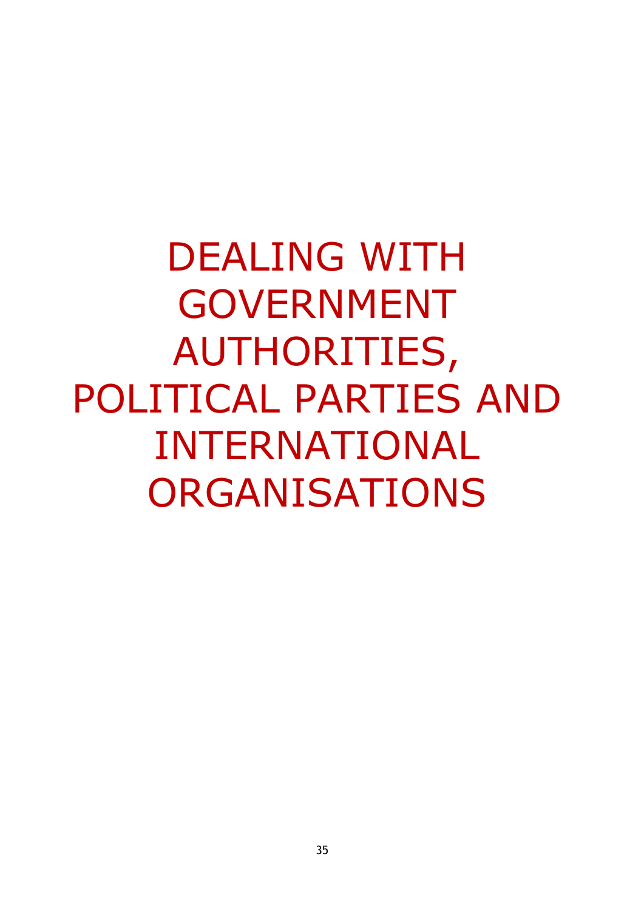# DEALING WITH GOVERNMENT AUTHORITIES, POLITICAL PARTIES AND INTERNATIONAL ORGANISATIONS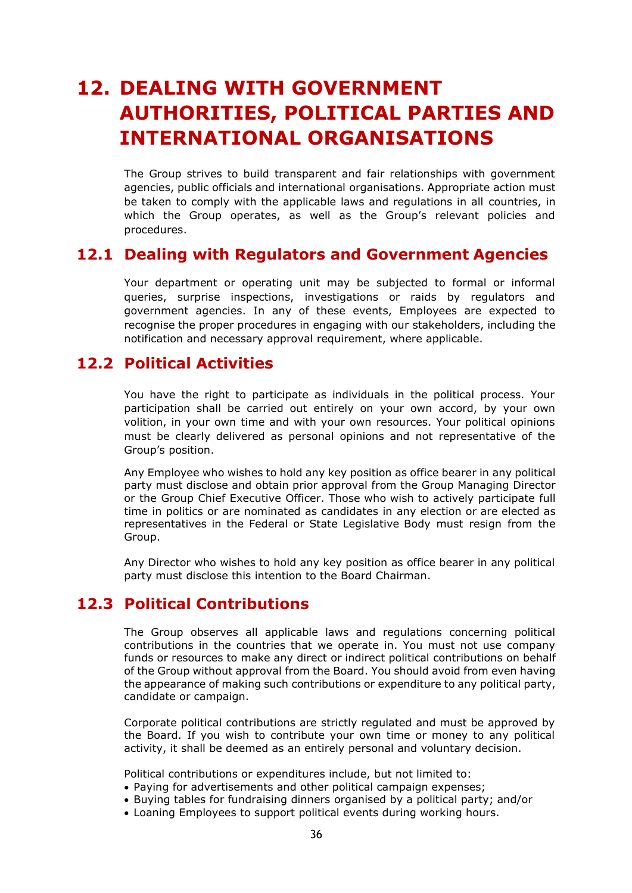# 12. DEALING WITH GOVERNMENT AUTHORITIES, POLITICAL PARTIES AND INTERNATIONAL ORGANISATIONS

The Group strives to build transparent and fair relationships with government agencies, public officials and international organisations. Appropriate action must be taken to comply with the applicable laws and regulations in all countries, in which the Group operates, as well as the Group's relevant policies and procedures.

## 12.1 Dealing with Regulators and Government Agencies

Your department or operating unit may be subjected to formal or informal queries, surprise inspections, investigations or raids by regulators and government agencies. In any of these events, Employees are expected to recognise the proper procedures in engaging with our stakeholders, including the notification and necessary approval requirement, where applicable.

## 12.2 Political Activities

You have the right to participate as individuals in the political process. Your participation shall be carried out entirely on your own accord, by your own volition, in your own time and with your own resources. Your political opinions must be clearly delivered as personal opinions and not representative of the Group's position.

Any Employee who wishes to hold any key position as office bearer in any political party must disclose and obtain prior approval from the Group Managing Director or the Group Chief Executive Officer. Those who wish to actively participate full time in politics or are nominated as candidates in any election or are elected as representatives in the Federal or State Legislative Body must resign from the Group.

Any Director who wishes to hold any key position as office bearer in any political party must disclose this intention to the Board Chairman.

## 12.3 Political Contributions

The Group observes all applicable laws and regulations concerning political contributions in the countries that we operate in. You must not use company funds or resources to make any direct or indirect political contributions on behalf of the Group without approval from the Board. You should avoid from even having the appearance of making such contributions or expenditure to any political party, candidate or campaign.

Corporate political contributions are strictly regulated and must be approved by the Board. If you wish to contribute your own time or money to any political activity, it shall be deemed as an entirely personal and voluntary decision.

Political contributions or expenditures include, but not limited to:

- Paying for advertisements and other political campaign expenses;
- Buying tables for fundraising dinners organised by a political party; and/or
- Loaning Employees to support political events during working hours.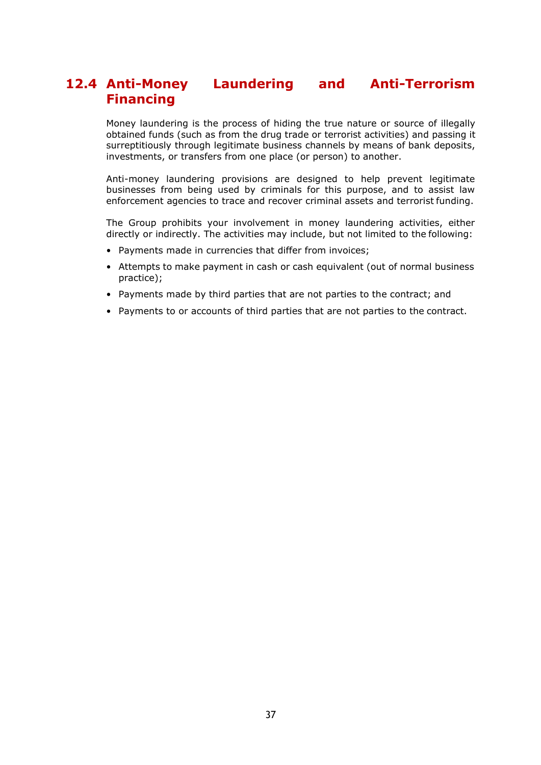## 12.4 Anti-Money Laundering and Anti-Terrorism Financing

Money laundering is the process of hiding the true nature or source of illegally obtained funds (such as from the drug trade or terrorist activities) and passing it surreptitiously through legitimate business channels by means of bank deposits, investments, or transfers from one place (or person) to another.

Anti-money laundering provisions are designed to help prevent legitimate businesses from being used by criminals for this purpose, and to assist law enforcement agencies to trace and recover criminal assets and terrorist funding.

The Group prohibits your involvement in money laundering activities, either directly or indirectly. The activities may include, but not limited to the following:

- Payments made in currencies that differ from invoices;
- Attempts to make payment in cash or cash equivalent (out of normal business practice);
- Payments made by third parties that are not parties to the contract; and
- Payments to or accounts of third parties that are not parties to the contract.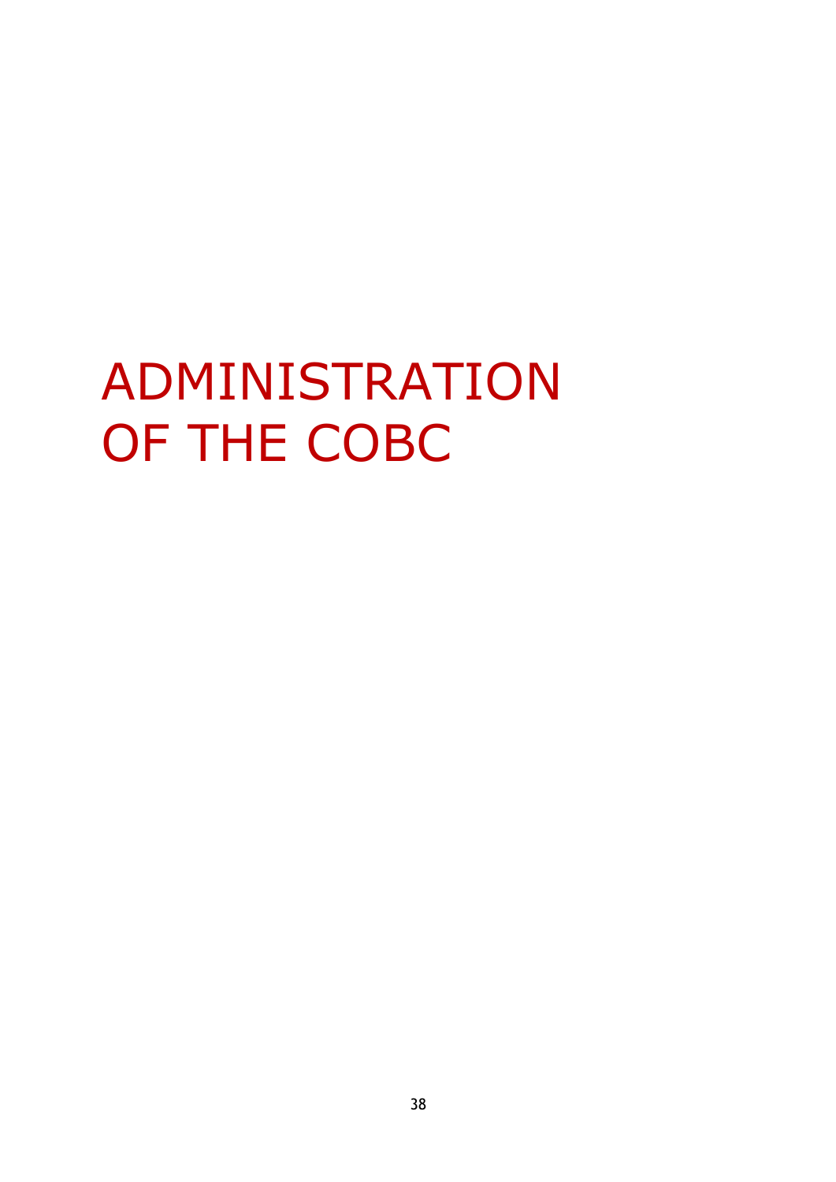# ADMINISTRATION OF THE COBC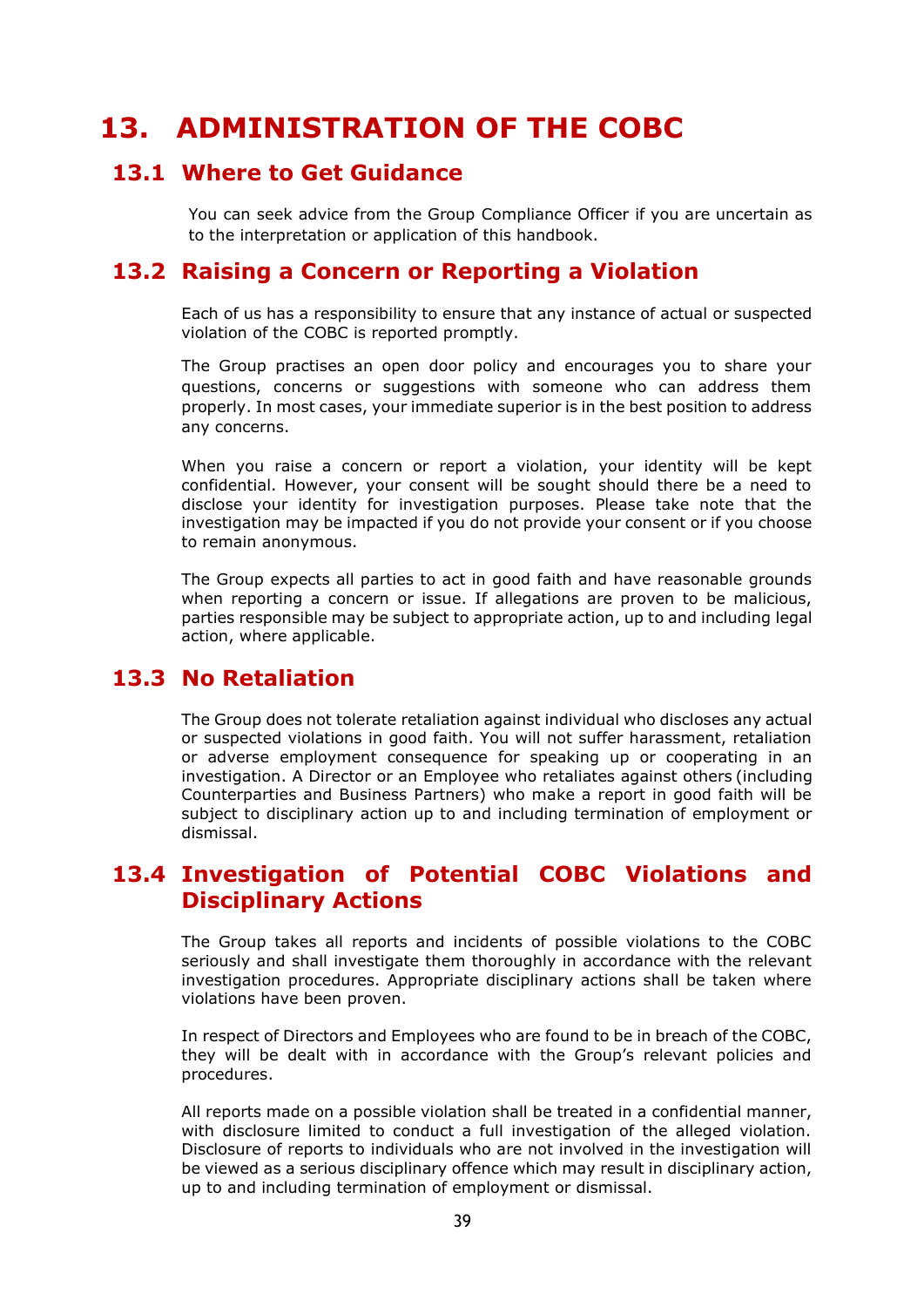# 13. ADMINISTRATION OF THE COBC

## 13.1 Where to Get Guidance

You can seek advice from the Group Compliance Officer if you are uncertain as to the interpretation or application of this handbook.

## 13.2 Raising a Concern or Reporting a Violation

Each of us has a responsibility to ensure that any instance of actual or suspected violation of the COBC is reported promptly.

The Group practises an open door policy and encourages you to share your questions, concerns or suggestions with someone who can address them properly. In most cases, your immediate superior is in the best position to address any concerns.

When you raise a concern or report a violation, your identity will be kept confidential. However, your consent will be sought should there be a need to disclose your identity for investigation purposes. Please take note that the investigation may be impacted if you do not provide your consent or if you choose to remain anonymous.

The Group expects all parties to act in good faith and have reasonable grounds when reporting a concern or issue. If allegations are proven to be malicious, parties responsible may be subject to appropriate action, up to and including legal action, where applicable.

## 13.3 No Retaliation

The Group does not tolerate retaliation against individual who discloses any actual or suspected violations in good faith. You will not suffer harassment, retaliation or adverse employment consequence for speaking up or cooperating in an investigation. A Director or an Employee who retaliates against others (including Counterparties and Business Partners) who make a report in good faith will be subject to disciplinary action up to and including termination of employment or dismissal.

## 13.4 Investigation of Potential COBC Violations and Disciplinary Actions

The Group takes all reports and incidents of possible violations to the COBC seriously and shall investigate them thoroughly in accordance with the relevant investigation procedures. Appropriate disciplinary actions shall be taken where violations have been proven.

In respect of Directors and Employees who are found to be in breach of the COBC, they will be dealt with in accordance with the Group's relevant policies and procedures.

All reports made on a possible violation shall be treated in a confidential manner, with disclosure limited to conduct a full investigation of the alleged violation. Disclosure of reports to individuals who are not involved in the investigation will be viewed as a serious disciplinary offence which may result in disciplinary action, up to and including termination of employment or dismissal.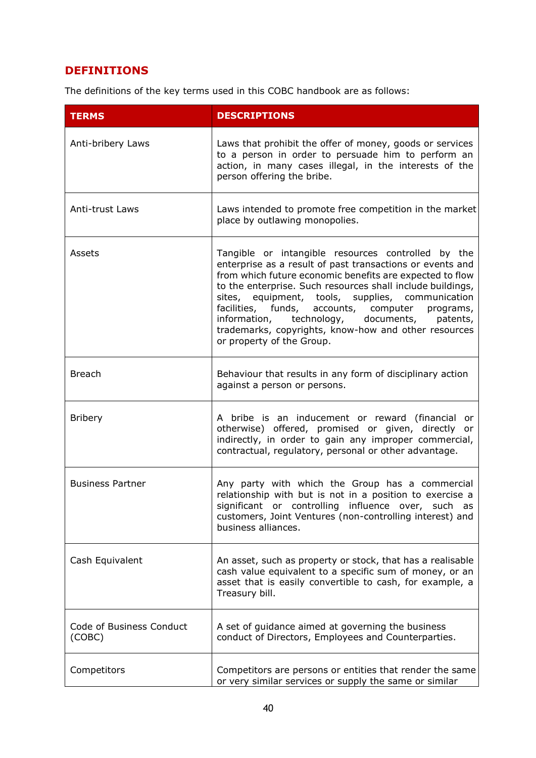## DEFINITIONS

The definitions of the key terms used in this COBC handbook are as follows:

| TERMS | DESCRIPTIONS |
|---|---|
| Anti-bribery Laws | Laws that prohibit the offer of money, goods or services to a person in order to persuade him to perform an action, in many cases illegal, in the interests of the person offering the bribe. |
| Anti-trust Laws | Laws intended to promote free competition in the market place by outlawing monopolies. |
| Assets | Tangible or intangible resources controlled by the enterprise as a result of past transactions or events and from which future economic benefits are expected to flow to the enterprise. Such resources shall include buildings, sites, equipment, tools, supplies, communication facilities, funds, accounts, computer programs, information, technology, documents, patents, trademarks, copyrights, know-how and other resources or property of the Group. |
| Breach | Behaviour that results in any form of disciplinary action against a person or persons. |
| Bribery | A bribe is an inducement or reward (financial or otherwise) offered, promised or given, directly or indirectly, in order to gain any improper commercial, contractual, regulatory, personal or other advantage. |
| Business Partner | Any party with which the Group has a commercial relationship with but is not in a position to exercise a significant or controlling influence over, such as customers, Joint Ventures (non-controlling interest) and business alliances. |
| Cash Equivalent | An asset, such as property or stock, that has a realisable cash value equivalent to a specific sum of money, or an asset that is easily convertible to cash, for example, a Treasury bill. |
| Code of Business Conduct (COBC) | A set of guidance aimed at governing the business conduct of Directors, Employees and Counterparties. |
| Competitors | Competitors are persons or entities that render the same or very similar services or supply the same or similar |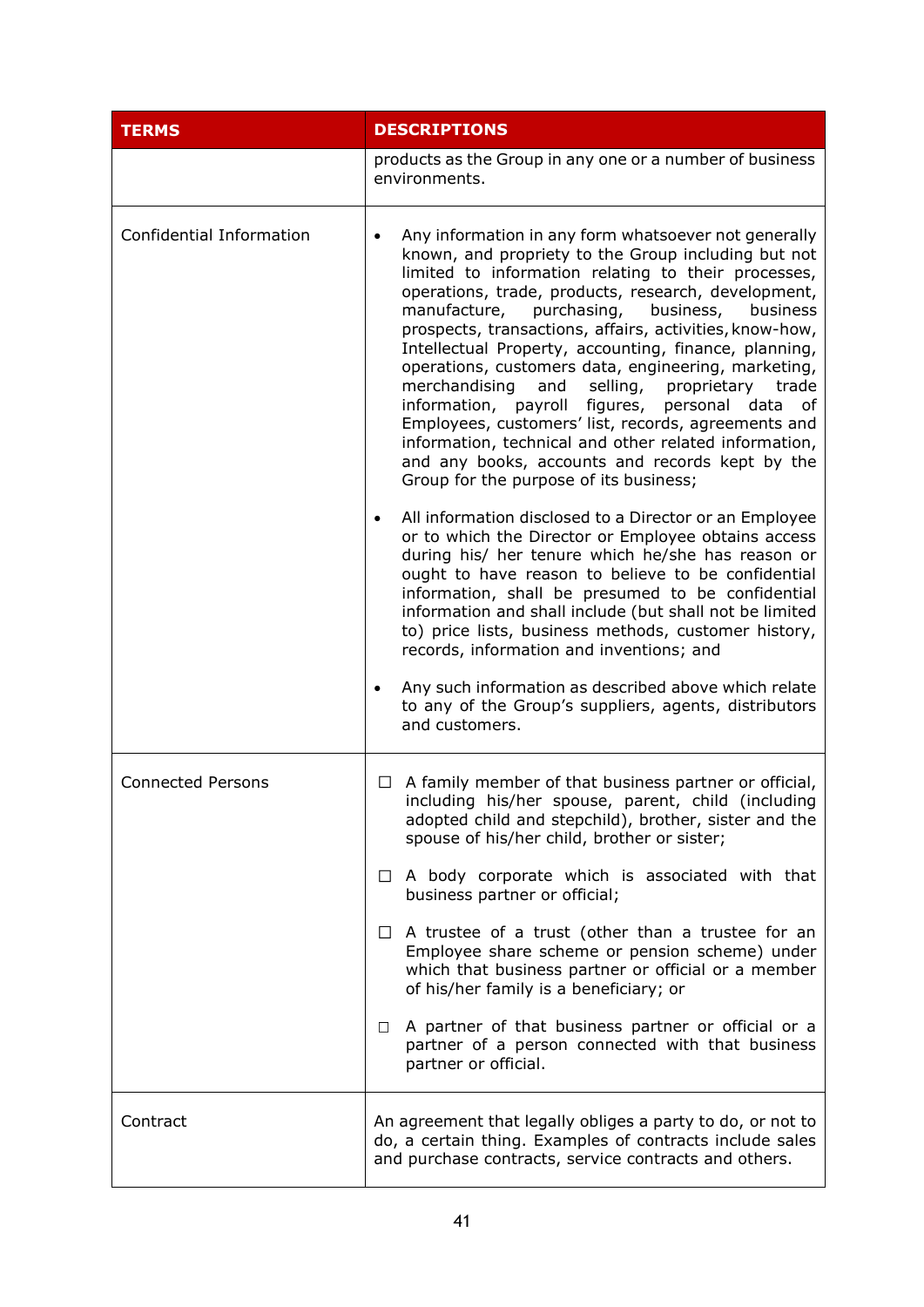| TERMS | DESCRIPTIONS |
|---|---|
| | products as the Group in any one or a number of business environments. |
| Confidential Information | • Any information in any form whatsoever not generally known, and propriety to the Group including but not limited to information relating to their processes, operations, trade, products, research, development, manufacture, purchasing, business, business prospects, transactions, affairs, activities, know-how, Intellectual Property, accounting, finance, planning, operations, customers data, engineering, marketing, merchandising and selling, proprietary trade information, payroll figures, personal data of Employees, customers' list, records, agreements and information, technical and other related information, and any books, accounts and records kept by the Group for the purpose of its business;<br><br>• All information disclosed to a Director or an Employee or to which the Director or Employee obtains access during his/ her tenure which he/she has reason or ought to have reason to believe to be confidential information, shall be presumed to be confidential information and shall include (but shall not be limited to) price lists, business methods, customer history, records, information and inventions; and<br><br>• Any such information as described above which relate to any of the Group's suppliers, agents, distributors and customers. |
| Connected Persons | ☐ A family member of that business partner or official, including his/her spouse, parent, child (including adopted child and stepchild), brother, sister and the spouse of his/her child, brother or sister;<br><br>☐ A body corporate which is associated with that business partner or official;<br><br>☐ A trustee of a trust (other than a trustee for an Employee share scheme or pension scheme) under which that business partner or official or a member of his/her family is a beneficiary; or<br><br>☐ A partner of that business partner or official or a partner of a person connected with that business partner or official. |
| Contract | An agreement that legally obliges a party to do, or not to do, a certain thing. Examples of contracts include sales and purchase contracts, service contracts and others. |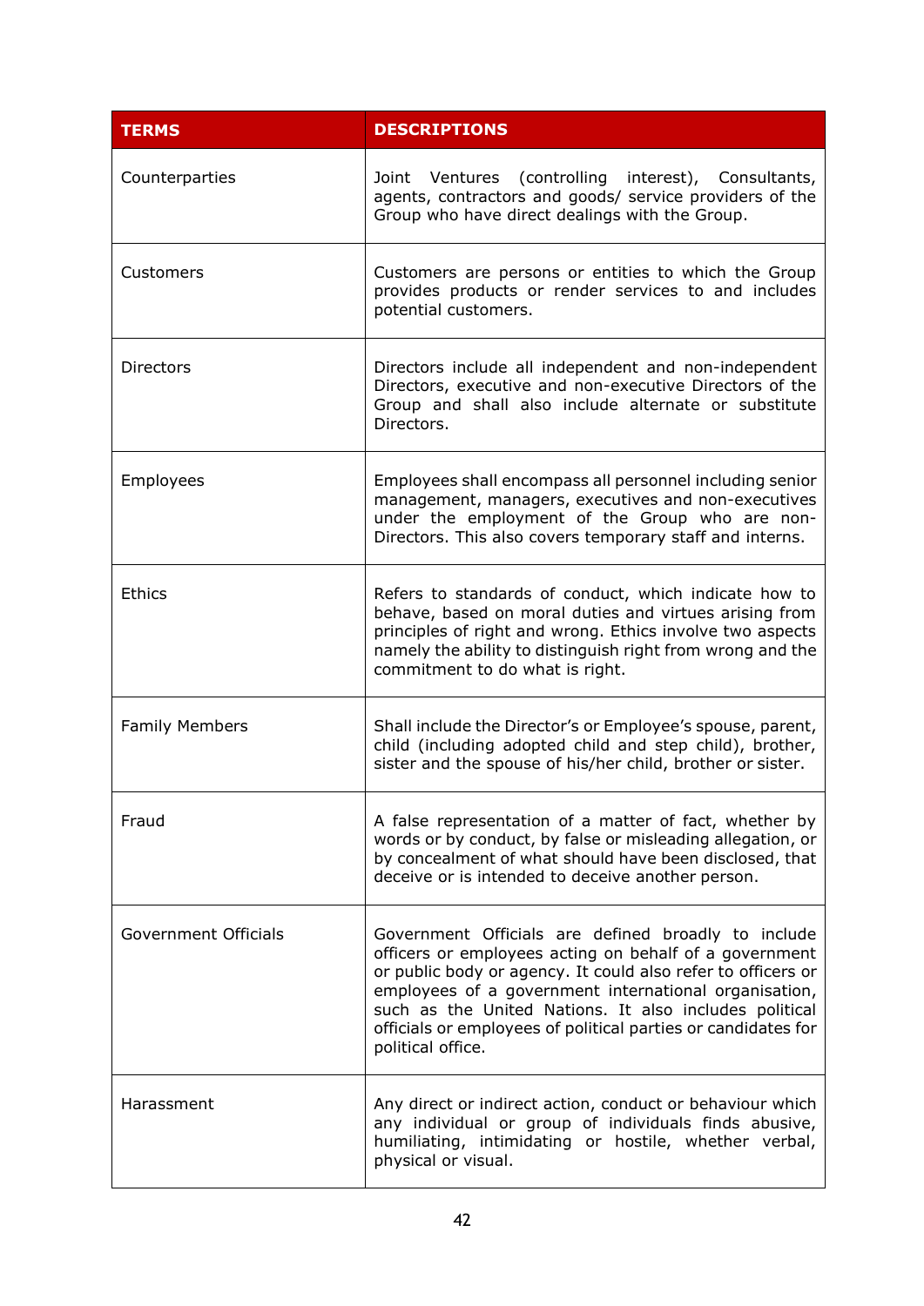| TERMS | DESCRIPTIONS |
| --- | --- |
| Counterparties | Joint Ventures (controlling interest), Consultants, agents, contractors and goods/ service providers of the Group who have direct dealings with the Group. |
| Customers | Customers are persons or entities to which the Group provides products or render services to and includes potential customers. |
| Directors | Directors include all independent and non-independent Directors, executive and non-executive Directors of the Group and shall also include alternate or substitute Directors. |
| Employees | Employees shall encompass all personnel including senior management, managers, executives and non-executives under the employment of the Group who are non-Directors. This also covers temporary staff and interns. |
| Ethics | Refers to standards of conduct, which indicate how to behave, based on moral duties and virtues arising from principles of right and wrong. Ethics involve two aspects namely the ability to distinguish right from wrong and the commitment to do what is right. |
| Family Members | Shall include the Director's or Employee's spouse, parent, child (including adopted child and step child), brother, sister and the spouse of his/her child, brother or sister. |
| Fraud | A false representation of a matter of fact, whether by words or by conduct, by false or misleading allegation, or by concealment of what should have been disclosed, that deceive or is intended to deceive another person. |
| Government Officials | Government Officials are defined broadly to include officers or employees acting on behalf of a government or public body or agency. It could also refer to officers or employees of a government international organisation, such as the United Nations. It also includes political officials or employees of political parties or candidates for political office. |
| Harassment | Any direct or indirect action, conduct or behaviour which any individual or group of individuals finds abusive, humiliating, intimidating or hostile, whether verbal, physical or visual. |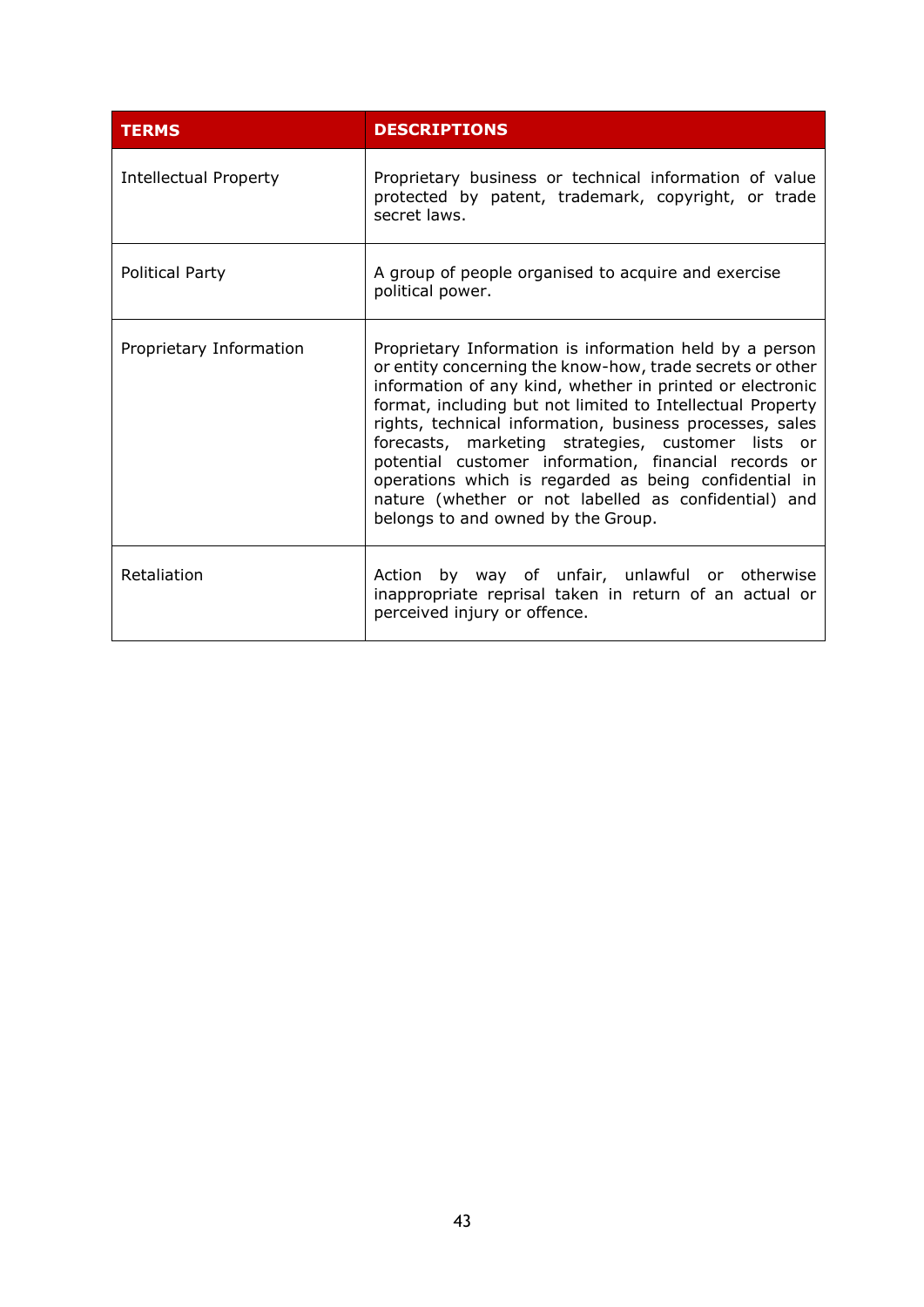| TERMS | DESCRIPTIONS |
| --- | --- |
| Intellectual Property | Proprietary business or technical information of value protected by patent, trademark, copyright, or trade secret laws. |
| Political Party | A group of people organised to acquire and exercise political power. |
| Proprietary Information | Proprietary Information is information held by a person or entity concerning the know-how, trade secrets or other information of any kind, whether in printed or electronic format, including but not limited to Intellectual Property rights, technical information, business processes, sales forecasts, marketing strategies, customer lists or potential customer information, financial records or operations which is regarded as being confidential in nature (whether or not labelled as confidential) and belongs to and owned by the Group. |
| Retaliation | Action by way of unfair, unlawful or otherwise inappropriate reprisal taken in return of an actual or perceived injury or offence. |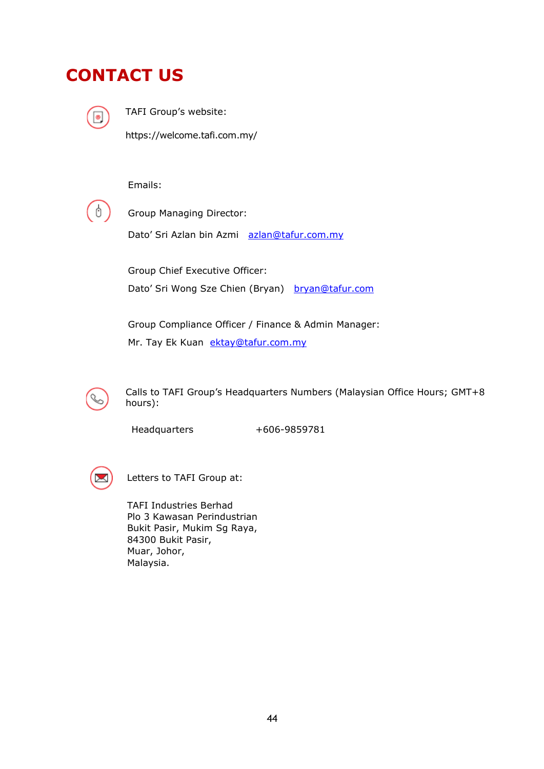# CONTACT US

TAFI Group's website:

https://welcome.tafi.com.my/

Emails:

Group Managing Director:

Dato' Sri Azlan bin Azmi azlan@tafur.com.my

Group Chief Executive Officer:

Dato' Sri Wong Sze Chien (Bryan) bryan@tafur.com

Group Compliance Officer / Finance & Admin Manager:

Mr. Tay Ek Kuan ektay@tafur.com.my

Calls to TAFI Group's Headquarters Numbers (Malaysian Office Hours; GMT+8 hours):

Headquarters +606-9859781

Letters to TAFI Group at:

TAFI Industries Berhad
Plo 3 Kawasan Perindustrian
Bukit Pasir, Mukim Sg Raya,
84300 Bukit Pasir,
Muar, Johor,
Malaysia.